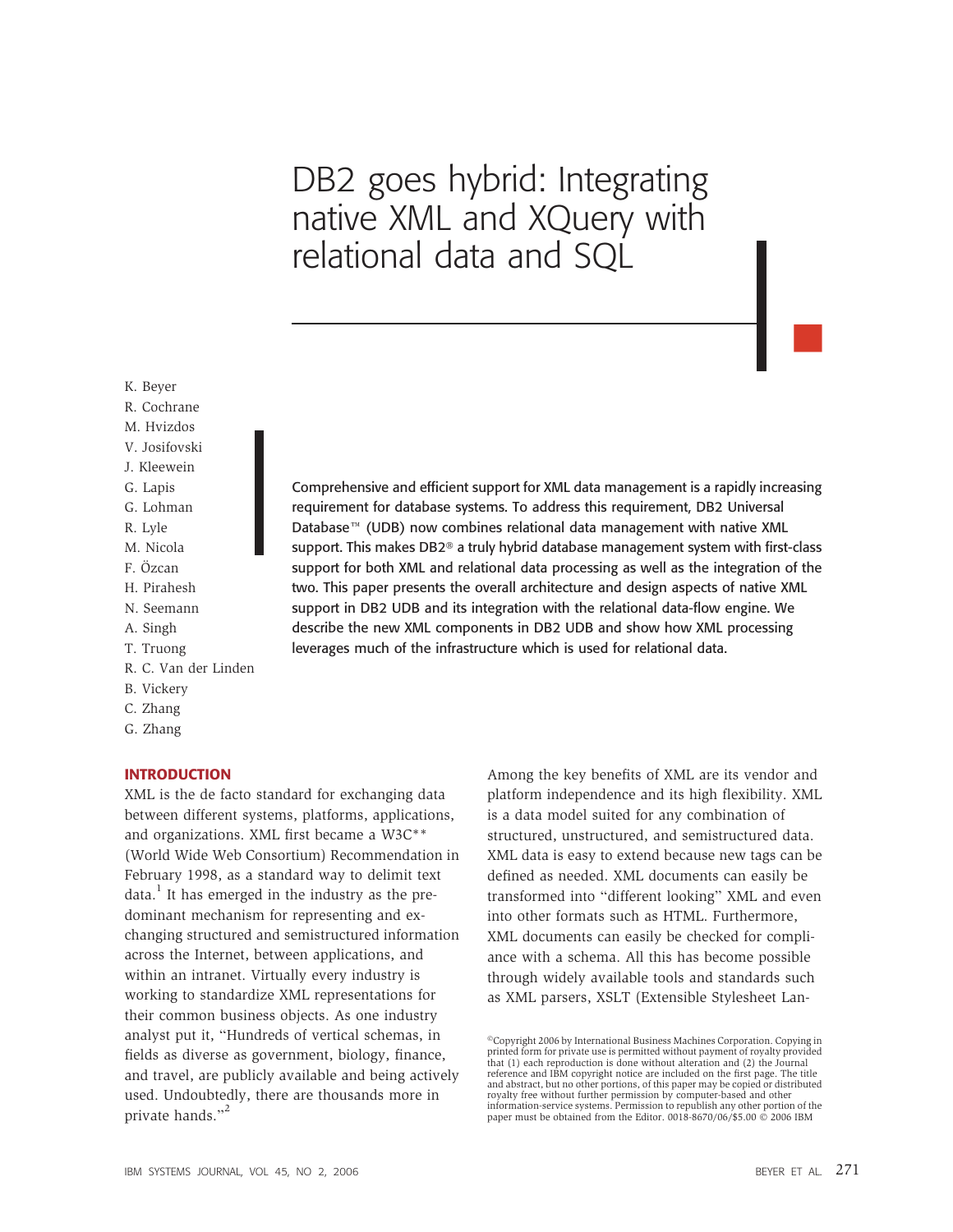# DB2 goes hybrid: Integrating native XML and XQuery with relational data and SQL

K. Beyer
R. Cochrane
M. Hvizdos
V. Josifovski
J. Kleewein
G. Lapis
G. Lohman
R. Lyle
M. Nicola
F. Özcan
H. Pirahesh
N. Seemann
A. Singh
T. Truong
R. C. Van der Linden
B. Vickery
C. Zhang
G. Zhang

Comprehensive and efficient support for XML data management is a rapidly increasing requirement for database systems. To address this requirement, DB2 Universal Database™ (UDB) now combines relational data management with native XML support. This makes DB2® a truly hybrid database management system with first-class support for both XML and relational data processing as well as the integration of the two. This paper presents the overall architecture and design aspects of native XML support in DB2 UDB and its integration with the relational data-flow engine. We describe the new XML components in DB2 UDB and show how XML processing leverages much of the infrastructure which is used for relational data.

## INTRODUCTION

XML is the de facto standard for exchanging data between different systems, platforms, applications, and organizations. XML first became a W3C** (World Wide Web Consortium) Recommendation in February 1998, as a standard way to delimit text data.[1] It has emerged in the industry as the predominant mechanism for representing and exchanging structured and semistructured information across the Internet, between applications, and within an intranet. Virtually every industry is working to standardize XML representations for their common business objects. As one industry analyst put it, "Hundreds of vertical schemas, in fields as diverse as government, biology, finance, and travel, are publicly available and being actively used. Undoubtedly, there are thousands more in private hands."[2]

Among the key benefits of XML are its vendor and platform independence and its high flexibility. XML is a data model suited for any combination of structured, unstructured, and semistructured data. XML data is easy to extend because new tags can be defined as needed. XML documents can easily be transformed into "different looking" XML and even into other formats such as HTML. Furthermore, XML documents can easily be checked for compliance with a schema. All this has become possible through widely available tools and standards such as XML parsers, XSLT (Extensible Stylesheet Lan-

©Copyright 2006 by International Business Machines Corporation. Copying in printed form for private use is permitted without payment of royalty provided that (1) each reproduction is done without alteration and (2) the Journal reference and IBM copyright notice are included on the first page. The title and abstract, but no other portions, of this paper may be copied or distributed royalty free without further permission by computer-based and other information-service systems. Permission to republish any other portion of the paper must be obtained from the Editor. 0018-8670/06/$5.00 © 2006 IBM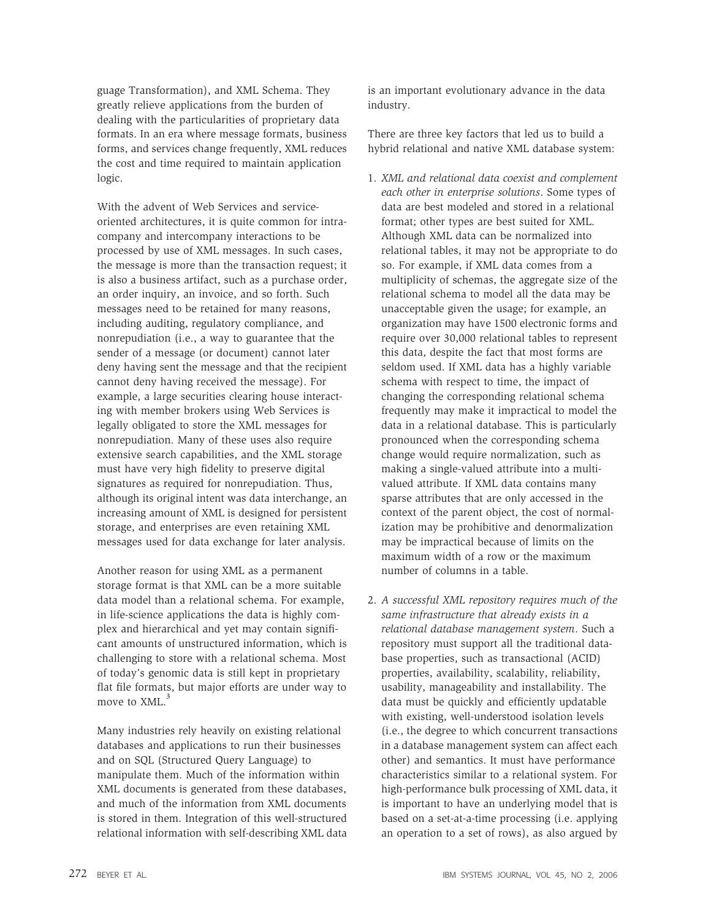guage Transformation), and XML Schema. They greatly relieve applications from the burden of dealing with the particularities of proprietary data formats. In an era where message formats, business forms, and services change frequently, XML reduces the cost and time required to maintain application logic.

With the advent of Web Services and service-oriented architectures, it is quite common for intra-company and intercompany interactions to be processed by use of XML messages. In such cases, the message is more than the transaction request; it is also a business artifact, such as a purchase order, an order inquiry, an invoice, and so forth. Such messages need to be retained for many reasons, including auditing, regulatory compliance, and nonrepudiation (i.e., a way to guarantee that the sender of a message (or document) cannot later deny having sent the message and that the recipient cannot deny having received the message). For example, a large securities clearing house interacting with member brokers using Web Services is legally obligated to store the XML messages for nonrepudiation. Many of these uses also require extensive search capabilities, and the XML storage must have very high fidelity to preserve digital signatures as required for nonrepudiation. Thus, although its original intent was data interchange, an increasing amount of XML is designed for persistent storage, and enterprises are even retaining XML messages used for data exchange for later analysis.

Another reason for using XML as a permanent storage format is that XML can be a more suitable data model than a relational schema. For example, in life-science applications the data is highly complex and hierarchical and yet may contain significant amounts of unstructured information, which is challenging to store with a relational schema. Most of today's genomic data is still kept in proprietary flat file formats, but major efforts are under way to move to XML.[3]

Many industries rely heavily on existing relational databases and applications to run their businesses and on SQL (Structured Query Language) to manipulate them. Much of the information within XML documents is generated from these databases, and much of the information from XML documents is stored in them. Integration of this well-structured relational information with self-describing XML data is an important evolutionary advance in the data industry.

There are three key factors that led us to build a hybrid relational and native XML database system:

1. *XML and relational data coexist and complement each other in enterprise solutions*. Some types of data are best modeled and stored in a relational format; other types are best suited for XML. Although XML data can be normalized into relational tables, it may not be appropriate to do so. For example, if XML data comes from a multiplicity of schemas, the aggregate size of the relational schema to model all the data may be unacceptable given the usage; for example, an organization may have 1500 electronic forms and require over 30,000 relational tables to represent this data, despite the fact that most forms are seldom used. If XML data has a highly variable schema with respect to time, the impact of changing the corresponding relational schema frequently may make it impractical to model the data in a relational database. This is particularly pronounced when the corresponding schema change would require normalization, such as making a single-valued attribute into a multi-valued attribute. If XML data contains many sparse attributes that are only accessed in the context of the parent object, the cost of normalization may be prohibitive and denormalization may be impractical because of limits on the maximum width of a row or the maximum number of columns in a table.
2. *A successful XML repository requires much of the same infrastructure that already exists in a relational database management system*. Such a repository must support all the traditional database properties, such as transactional (ACID) properties, availability, scalability, reliability, usability, manageability and installability. The data must be quickly and efficiently updatable with existing, well-understood isolation levels (i.e., the degree to which concurrent transactions in a database management system can affect each other) and semantics. It must have performance characteristics similar to a relational system. For high-performance bulk processing of XML data, it is important to have an underlying model that is based on a set-at-a-time processing (i.e. applying an operation to a set of rows), as also argued by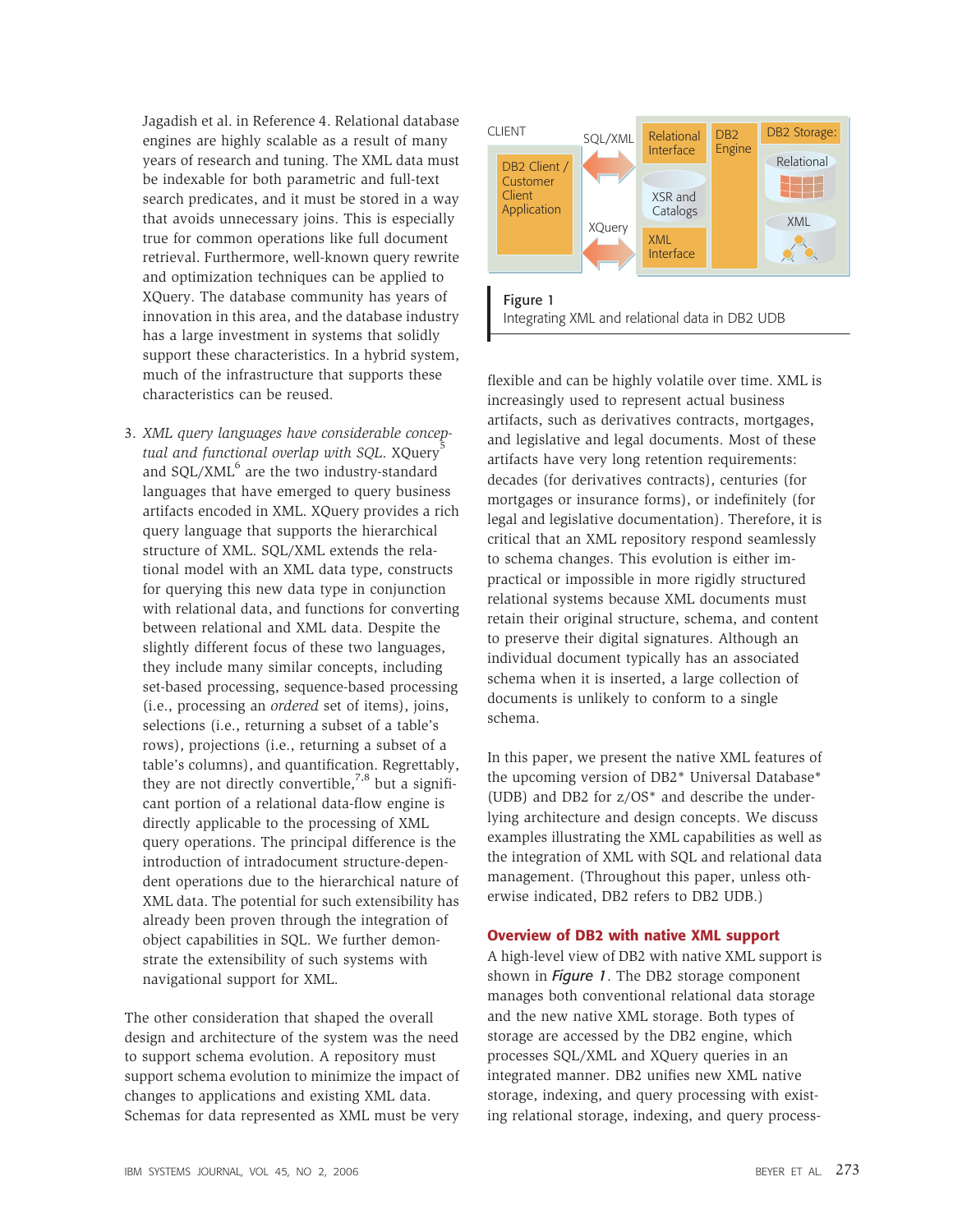Jagadish et al. in Reference 4. Relational database engines are highly scalable as a result of many years of research and tuning. The XML data must be indexable for both parametric and full-text search predicates, and it must be stored in a way that avoids unnecessary joins. This is especially true for common operations like full document retrieval. Furthermore, well-known query rewrite and optimization techniques can be applied to XQuery. The database community has years of innovation in this area, and the database industry has a large investment in systems that solidly support these characteristics. In a hybrid system, much of the infrastructure that supports these characteristics can be reused.

3. *XML query languages have considerable conceptual and functional overlap with SQL.* XQuery[5] and SQL/XML[6] are the two industry-standard languages that have emerged to query business artifacts encoded in XML. XQuery provides a rich query language that supports the hierarchical structure of XML. SQL/XML extends the relational model with an XML data type, constructs for querying this new data type in conjunction with relational data, and functions for converting between relational and XML data. Despite the slightly different focus of these two languages, they include many similar concepts, including set-based processing, sequence-based processing (i.e., processing an *ordered* set of items), joins, selections (i.e., returning a subset of a table's rows), projections (i.e., returning a subset of a table's columns), and quantification. Regrettably, they are not directly convertible,[7,8] but a significant portion of a relational data-flow engine is directly applicable to the processing of XML query operations. The principal difference is the introduction of intradocument structure-dependent operations due to the hierarchical nature of XML data. The potential for such extensibility has already been proven through the integration of object capabilities in SQL. We further demonstrate the extensibility of such systems with navigational support for XML.

The other consideration that shaped the overall design and architecture of the system was the need to support schema evolution. A repository must support schema evolution to minimize the impact of changes to applications and existing XML data. Schemas for data represented as XML must be very flexible and can be highly volatile over time. XML is increasingly used to represent actual business artifacts, such as derivatives contracts, mortgages, and legislative and legal documents. Most of these artifacts have very long retention requirements: decades (for derivatives contracts), centuries (for mortgages or insurance forms), or indefinitely (for legal and legislative documentation). Therefore, it is critical that an XML repository respond seamlessly to schema changes. This evolution is either impractical or impossible in more rigidly structured relational systems because XML documents must retain their original structure, schema, and content to preserve their digital signatures. Although an individual document typically has an associated schema when it is inserted, a large collection of documents is unlikely to conform to a single schema.

In this paper, we present the native XML features of the upcoming version of DB2* Universal Database* (UDB) and DB2 for z/OS* and describe the underlying architecture and design concepts. We discuss examples illustrating the XML capabilities as well as the integration of XML with SQL and relational data management. (Throughout this paper, unless otherwise indicated, DB2 refers to DB2 UDB.)

CLIENT | DB2 Client / Customer Client Application | SQL/XML | XQuery | Relational Interface | XSR and Catalogs | XML Interface | DB2 Engine | DB2 Storage: | Relational | XML

**Figure 1**
Integrating XML and relational data in DB2 UDB

## Overview of DB2 with native XML support

A high-level view of DB2 with native XML support is shown in *Figure 1*. The DB2 storage component manages both conventional relational data storage and the new native XML storage. Both types of storage are accessed by the DB2 engine, which processes SQL/XML and XQuery queries in an integrated manner. DB2 unifies new XML native storage, indexing, and query processing with existing relational storage, indexing, and query process-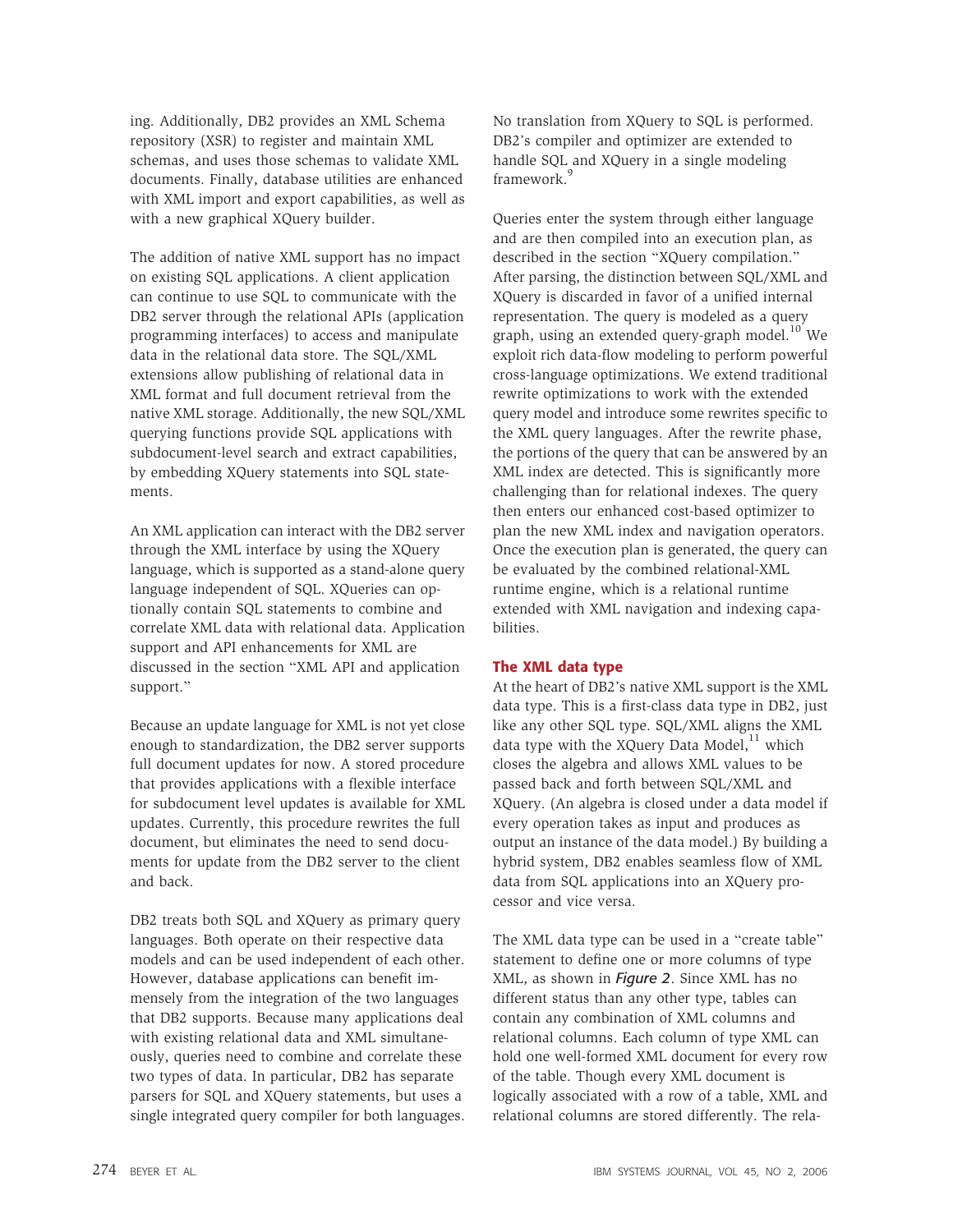ing. Additionally, DB2 provides an XML Schema repository (XSR) to register and maintain XML schemas, and uses those schemas to validate XML documents. Finally, database utilities are enhanced with XML import and export capabilities, as well as with a new graphical XQuery builder.

The addition of native XML support has no impact on existing SQL applications. A client application can continue to use SQL to communicate with the DB2 server through the relational APIs (application programming interfaces) to access and manipulate data in the relational data store. The SQL/XML extensions allow publishing of relational data in XML format and full document retrieval from the native XML storage. Additionally, the new SQL/XML querying functions provide SQL applications with subdocument-level search and extract capabilities, by embedding XQuery statements into SQL statements.

An XML application can interact with the DB2 server through the XML interface by using the XQuery language, which is supported as a stand-alone query language independent of SQL. XQueries can optionally contain SQL statements to combine and correlate XML data with relational data. Application support and API enhancements for XML are discussed in the section "XML API and application support."

Because an update language for XML is not yet close enough to standardization, the DB2 server supports full document updates for now. A stored procedure that provides applications with a flexible interface for subdocument level updates is available for XML updates. Currently, this procedure rewrites the full document, but eliminates the need to send documents for update from the DB2 server to the client and back.

DB2 treats both SQL and XQuery as primary query languages. Both operate on their respective data models and can be used independent of each other. However, database applications can benefit immensely from the integration of the two languages that DB2 supports. Because many applications deal with existing relational data and XML simultaneously, queries need to combine and correlate these two types of data. In particular, DB2 has separate parsers for SQL and XQuery statements, but uses a single integrated query compiler for both languages. No translation from XQuery to SQL is performed. DB2's compiler and optimizer are extended to handle SQL and XQuery in a single modeling framework.[9]

Queries enter the system through either language and are then compiled into an execution plan, as described in the section "XQuery compilation." After parsing, the distinction between SQL/XML and XQuery is discarded in favor of a unified internal representation. The query is modeled as a query graph, using an extended query-graph model.[10] We exploit rich data-flow modeling to perform powerful cross-language optimizations. We extend traditional rewrite optimizations to work with the extended query model and introduce some rewrites specific to the XML query languages. After the rewrite phase, the portions of the query that can be answered by an XML index are detected. This is significantly more challenging than for relational indexes. The query then enters our enhanced cost-based optimizer to plan the new XML index and navigation operators. Once the execution plan is generated, the query can be evaluated by the combined relational-XML runtime engine, which is a relational runtime extended with XML navigation and indexing capabilities.

## The XML data type

At the heart of DB2's native XML support is the XML data type. This is a first-class data type in DB2, just like any other SQL type. SQL/XML aligns the XML data type with the XQuery Data Model,[11] which closes the algebra and allows XML values to be passed back and forth between SQL/XML and XQuery. (An algebra is closed under a data model if every operation takes as input and produces as output an instance of the data model.) By building a hybrid system, DB2 enables seamless flow of XML data from SQL applications into an XQuery processor and vice versa.

The XML data type can be used in a "create table" statement to define one or more columns of type XML, as shown in ***Figure 2***. Since XML has no different status than any other type, tables can contain any combination of XML columns and relational columns. Each column of type XML can hold one well-formed XML document for every row of the table. Though every XML document is logically associated with a row of a table, XML and relational columns are stored differently. The rela-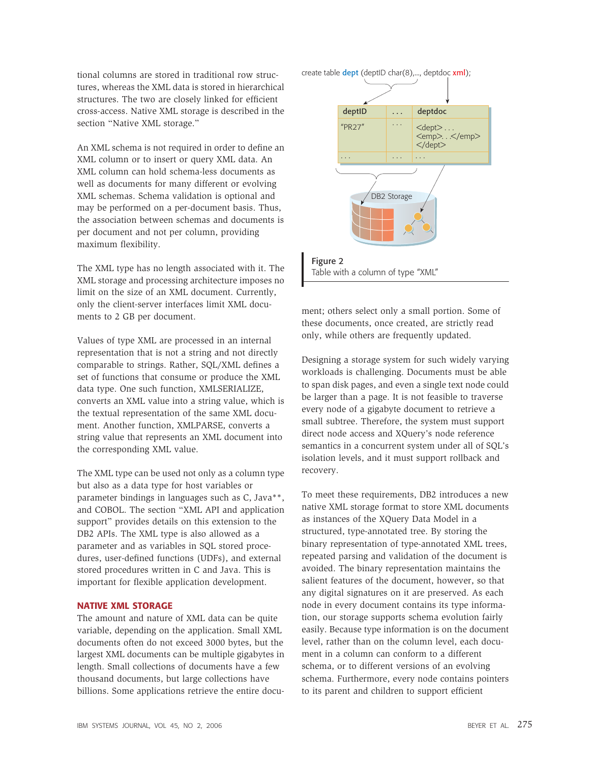tional columns are stored in traditional row structures, whereas the XML data is stored in hierarchical structures. The two are closely linked for efficient cross-access. Native XML storage is described in the section "Native XML storage."

An XML schema is not required in order to define an XML column or to insert or query XML data. An XML column can hold schema-less documents as well as documents for many different or evolving XML schemas. Schema validation is optional and may be performed on a per-document basis. Thus, the association between schemas and documents is per document and not per column, providing maximum flexibility.

The XML type has no length associated with it. The XML storage and processing architecture imposes no limit on the size of an XML document. Currently, only the client-server interfaces limit XML documents to 2 GB per document.

Values of type XML are processed in an internal representation that is not a string and not directly comparable to strings. Rather, SQL/XML defines a set of functions that consume or produce the XML data type. One such function, XMLSERIALIZE, converts an XML value into a string value, which is the textual representation of the same XML document. Another function, XMLPARSE, converts a string value that represents an XML document into the corresponding XML value.

The XML type can be used not only as a column type but also as a data type for host variables or parameter bindings in languages such as C, Java**, and COBOL. The section "XML API and application support" provides details on this extension to the DB2 APIs. The XML type is also allowed as a parameter and as variables in SQL stored procedures, user-defined functions (UDFs), and external stored procedures written in C and Java. This is important for flexible application development.

## NATIVE XML STORAGE

The amount and nature of XML data can be quite variable, depending on the application. Small XML documents often do not exceed 3000 bytes, but the largest XML documents can be multiple gigabytes in length. Small collections of documents have a few thousand documents, but large collections have billions. Some applications retrieve the entire document; others select only a small portion. Some of these documents, once created, are strictly read only, while others are frequently updated.

create table dept (deptID char(8),..., deptdoc xml);

| deptID | ... | deptdoc |
|---|---|---|
| "PR27" | ... | <dept>... <emp>...</emp> </dept> |
| ... | ... | ... |

DB2 Storage

**Figure 2**
Table with a column of type "XML"

Designing a storage system for such widely varying workloads is challenging. Documents must be able to span disk pages, and even a single text node could be larger than a page. It is not feasible to traverse every node of a gigabyte document to retrieve a small subtree. Therefore, the system must support direct node access and XQuery's node reference semantics in a concurrent system under all of SQL's isolation levels, and it must support rollback and recovery.

To meet these requirements, DB2 introduces a new native XML storage format to store XML documents as instances of the XQuery Data Model in a structured, type-annotated tree. By storing the binary representation of type-annotated XML trees, repeated parsing and validation of the document is avoided. The binary representation maintains the salient features of the document, however, so that any digital signatures on it are preserved. As each node in every document contains its type information, our storage supports schema evolution fairly easily. Because type information is on the document level, rather than on the column level, each document in a column can conform to a different schema, or to different versions of an evolving schema. Furthermore, every node contains pointers to its parent and children to support efficient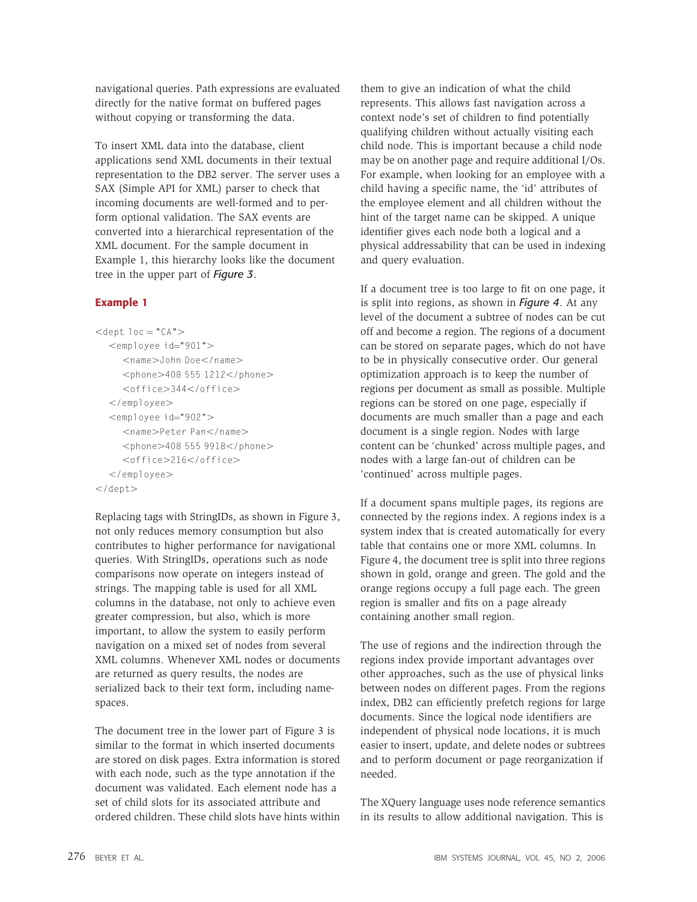navigational queries. Path expressions are evaluated directly for the native format on buffered pages without copying or transforming the data.

To insert XML data into the database, client applications send XML documents in their textual representation to the DB2 server. The server uses a SAX (Simple API for XML) parser to check that incoming documents are well-formed and to perform optional validation. The SAX events are converted into a hierarchical representation of the XML document. For the sample document in Example 1, this hierarchy looks like the document tree in the upper part of ***Figure 3***.

### Example 1

```
<dept loc = "CA">
   <employee id="901">
      <name>John Doe</name>
      <phone>408 555 1212</phone>
      <office>344</office>
   </employee>
   <employee id="902">
      <name>Peter Pan</name>
      <phone>408 555 9918</phone>
      <office>216</office>
   </employee>
</dept>
```

Replacing tags with StringIDs, as shown in Figure 3, not only reduces memory consumption but also contributes to higher performance for navigational queries. With StringIDs, operations such as node comparisons now operate on integers instead of strings. The mapping table is used for all XML columns in the database, not only to achieve even greater compression, but also, which is more important, to allow the system to easily perform navigation on a mixed set of nodes from several XML columns. Whenever XML nodes or documents are returned as query results, the nodes are serialized back to their text form, including namespaces.

The document tree in the lower part of Figure 3 is similar to the format in which inserted documents are stored on disk pages. Extra information is stored with each node, such as the type annotation if the document was validated. Each element node has a set of child slots for its associated attribute and ordered children. These child slots have hints within them to give an indication of what the child represents. This allows fast navigation across a context node's set of children to find potentially qualifying children without actually visiting each child node. This is important because a child node may be on another page and require additional I/Os. For example, when looking for an employee with a child having a specific name, the 'id' attributes of the employee element and all children without the hint of the target name can be skipped. A unique identifier gives each node both a logical and a physical addressability that can be used in indexing and query evaluation.

If a document tree is too large to fit on one page, it is split into regions, as shown in ***Figure 4***. At any level of the document a subtree of nodes can be cut off and become a region. The regions of a document can be stored on separate pages, which do not have to be in physically consecutive order. Our general optimization approach is to keep the number of regions per document as small as possible. Multiple regions can be stored on one page, especially if documents are much smaller than a page and each document is a single region. Nodes with large content can be 'chunked' across multiple pages, and nodes with a large fan-out of children can be 'continued' across multiple pages.

If a document spans multiple pages, its regions are connected by the regions index. A regions index is a system index that is created automatically for every table that contains one or more XML columns. In Figure 4, the document tree is split into three regions shown in gold, orange and green. The gold and the orange regions occupy a full page each. The green region is smaller and fits on a page already containing another small region.

The use of regions and the indirection through the regions index provide important advantages over other approaches, such as the use of physical links between nodes on different pages. From the regions index, DB2 can efficiently prefetch regions for large documents. Since the logical node identifiers are independent of physical node locations, it is much easier to insert, update, and delete nodes or subtrees and to perform document or page reorganization if needed.

The XQuery language uses node reference semantics in its results to allow additional navigation. This is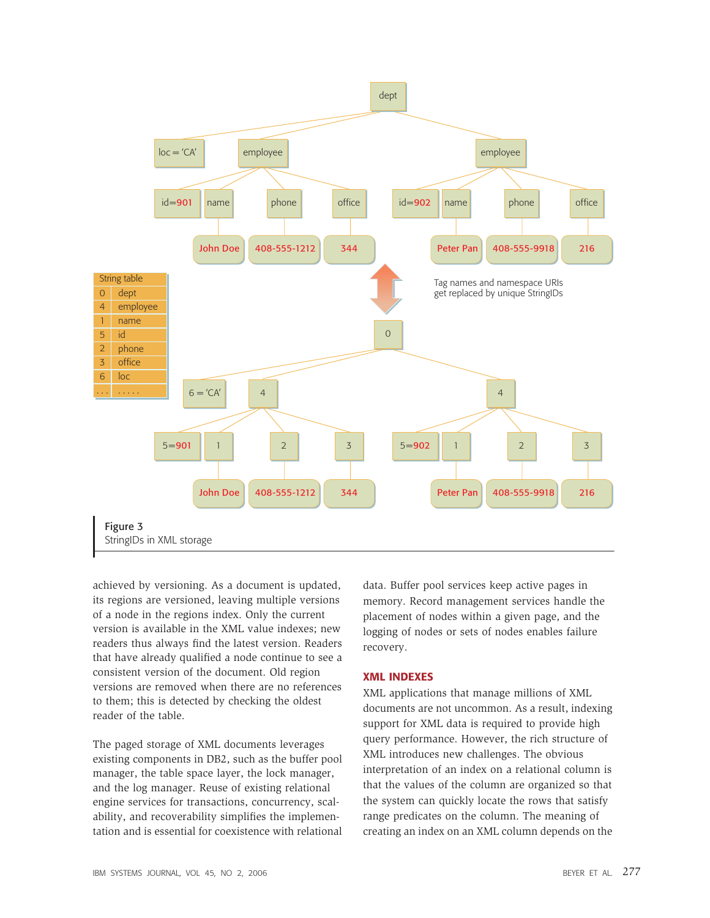Figure 3
StringIDs in XML storage

achieved by versioning. As a document is updated, its regions are versioned, leaving multiple versions of a node in the regions index. Only the current version is available in the XML value indexes; new readers thus always find the latest version. Readers that have already qualified a node continue to see a consistent version of the document. Old region versions are removed when there are no references to them; this is detected by checking the oldest reader of the table.

The paged storage of XML documents leverages existing components in DB2, such as the buffer pool manager, the table space layer, the lock manager, and the log manager. Reuse of existing relational engine services for transactions, concurrency, scalability, and recoverability simplifies the implementation and is essential for coexistence with relational data. Buffer pool services keep active pages in memory. Record management services handle the placement of nodes within a given page, and the logging of nodes or sets of nodes enables failure recovery.

## XML INDEXES

XML applications that manage millions of XML documents are not uncommon. As a result, indexing support for XML data is required to provide high query performance. However, the rich structure of XML introduces new challenges. The obvious interpretation of an index on a relational column is that the values of the column are organized so that the system can quickly locate the rows that satisfy range predicates on the column. The meaning of creating an index on an XML column depends on the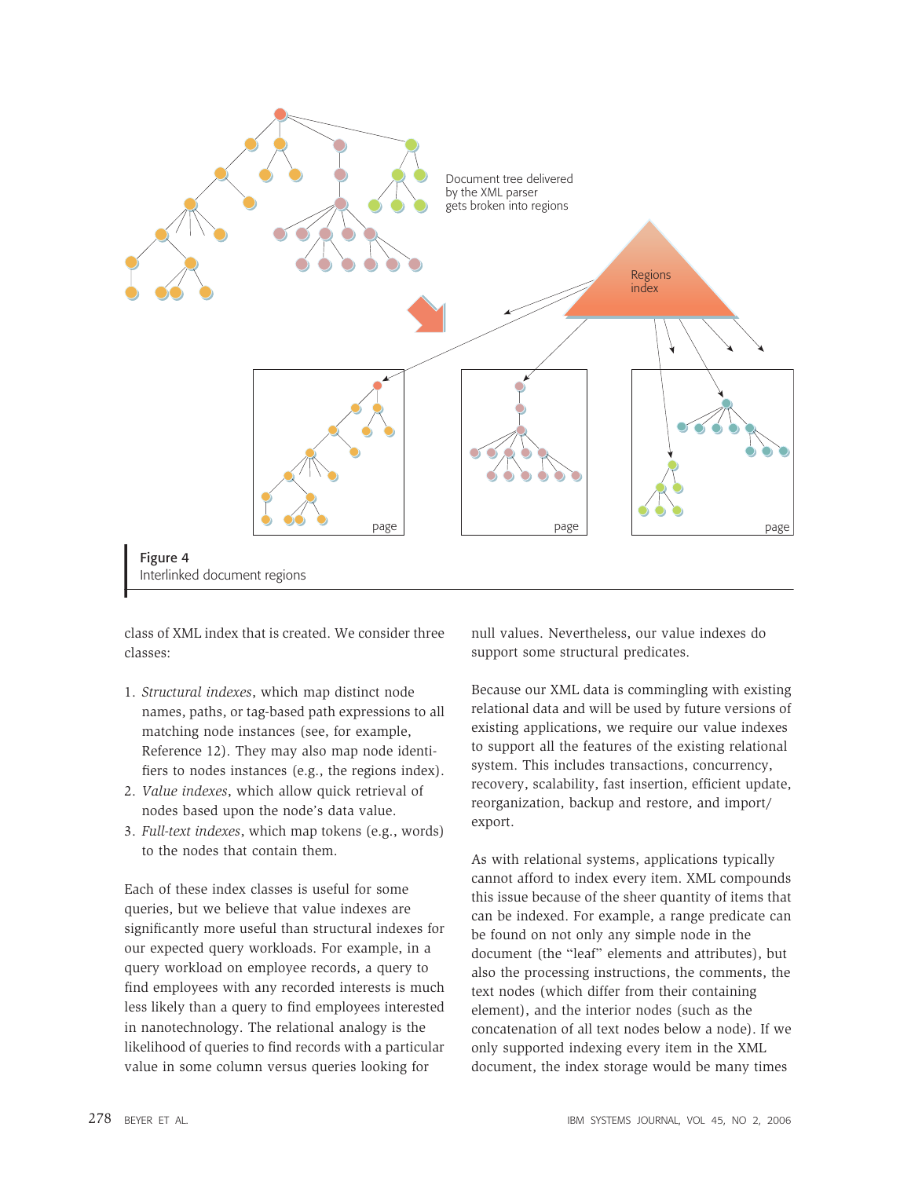Figure 4
Interlinked document regions

class of XML index that is created. We consider three classes:

1. *Structural indexes*, which map distinct node names, paths, or tag-based path expressions to all matching node instances (see, for example, Reference 12). They may also map node identifiers to nodes instances (e.g., the regions index).
2. *Value indexes*, which allow quick retrieval of nodes based upon the node's data value.
3. *Full-text indexes*, which map tokens (e.g., words) to the nodes that contain them.

Each of these index classes is useful for some queries, but we believe that value indexes are significantly more useful than structural indexes for our expected query workloads. For example, in a query workload on employee records, a query to find employees with any recorded interests is much less likely than a query to find employees interested in nanotechnology. The relational analogy is the likelihood of queries to find records with a particular value in some column versus queries looking for null values. Nevertheless, our value indexes do support some structural predicates.

Because our XML data is commingling with existing relational data and will be used by future versions of existing applications, we require our value indexes to support all the features of the existing relational system. This includes transactions, concurrency, recovery, scalability, fast insertion, efficient update, reorganization, backup and restore, and import/export.

As with relational systems, applications typically cannot afford to index every item. XML compounds this issue because of the sheer quantity of items that can be indexed. For example, a range predicate can be found on not only any simple node in the document (the "leaf" elements and attributes), but also the processing instructions, the comments, the text nodes (which differ from their containing element), and the interior nodes (such as the concatenation of all text nodes below a node). If we only supported indexing every item in the XML document, the index storage would be many times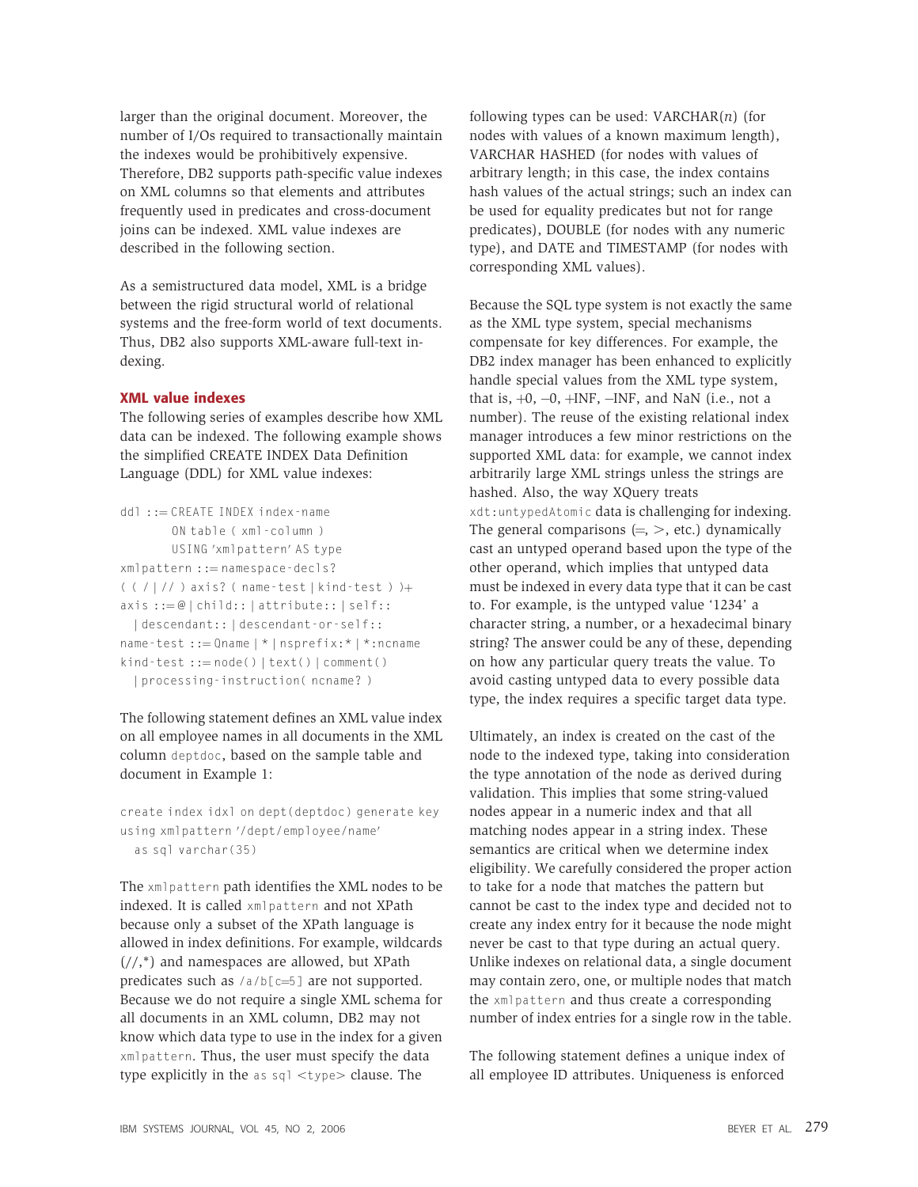larger than the original document. Moreover, the number of I/Os required to transactionally maintain the indexes would be prohibitively expensive. Therefore, DB2 supports path-specific value indexes on XML columns so that elements and attributes frequently used in predicates and cross-document joins can be indexed. XML value indexes are described in the following section.

As a semistructured data model, XML is a bridge between the rigid structural world of relational systems and the free-form world of text documents. Thus, DB2 also supports XML-aware full-text indexing.

### XML value indexes

The following series of examples describe how XML data can be indexed. The following example shows the simplified CREATE INDEX Data Definition Language (DDL) for XML value indexes:

```
ddl ::= CREATE INDEX index-name
        ON table ( xml-column )
        USING 'xmlpattern' AS type
xmlpattern ::= namespace-decls?
( ( / | // ) axis? ( name-test | kind-test ) )+
axis ::= @ | child:: | attribute:: | self::
  | descendant:: | descendant-or-self::
name-test ::= Qname | * | nsprefix:* | *:ncname
kind-test ::= node() | text() | comment()
  | processing-instruction( ncname? )
```

The following statement defines an XML value index on all employee names in all documents in the XML column `deptdoc`, based on the sample table and document in Example 1:

```
create index idx1 on dept(deptdoc) generate key
using xmlpattern '/dept/employee/name'
  as sql varchar(35)
```

The `xmlpattern` path identifies the XML nodes to be indexed. It is called `xmlpattern` and not XPath because only a subset of the XPath language is allowed in index definitions. For example, wildcards (//,*) and namespaces are allowed, but XPath predicates such as `/a/b[c=5]` are not supported. Because we do not require a single XML schema for all documents in an XML column, DB2 may not know which data type to use in the index for a given `xmlpattern`. Thus, the user must specify the data type explicitly in the `as sql <type>` clause. The following types can be used: VARCHAR($n$) (for nodes with values of a known maximum length), VARCHAR HASHED (for nodes with values of arbitrary length; in this case, the index contains hash values of the actual strings; such an index can be used for equality predicates but not for range predicates), DOUBLE (for nodes with any numeric type), and DATE and TIMESTAMP (for nodes with corresponding XML values).

Because the SQL type system is not exactly the same as the XML type system, special mechanisms compensate for key differences. For example, the DB2 index manager has been enhanced to explicitly handle special values from the XML type system, that is, +0, –0, +INF, –INF, and NaN (i.e., not a number). The reuse of the existing relational index manager introduces a few minor restrictions on the supported XML data: for example, we cannot index arbitrarily large XML strings unless the strings are hashed. Also, the way XQuery treats `xdt:untypedAtomic` data is challenging for indexing. The general comparisons (=, >, etc.) dynamically cast an untyped operand based upon the type of the other operand, which implies that untyped data must be indexed in every data type that it can be cast to. For example, is the untyped value '1234' a character string, a number, or a hexadecimal binary string? The answer could be any of these, depending on how any particular query treats the value. To avoid casting untyped data to every possible data type, the index requires a specific target data type.

Ultimately, an index is created on the cast of the node to the indexed type, taking into consideration the type annotation of the node as derived during validation. This implies that some string-valued nodes appear in a numeric index and that all matching nodes appear in a string index. These semantics are critical when we determine index eligibility. We carefully considered the proper action to take for a node that matches the pattern but cannot be cast to the index type and decided not to create any index entry for it because the node might never be cast to that type during an actual query. Unlike indexes on relational data, a single document may contain zero, one, or multiple nodes that match the `xmlpattern` and thus create a corresponding number of index entries for a single row in the table.

The following statement defines a unique index of all employee ID attributes. Uniqueness is enforced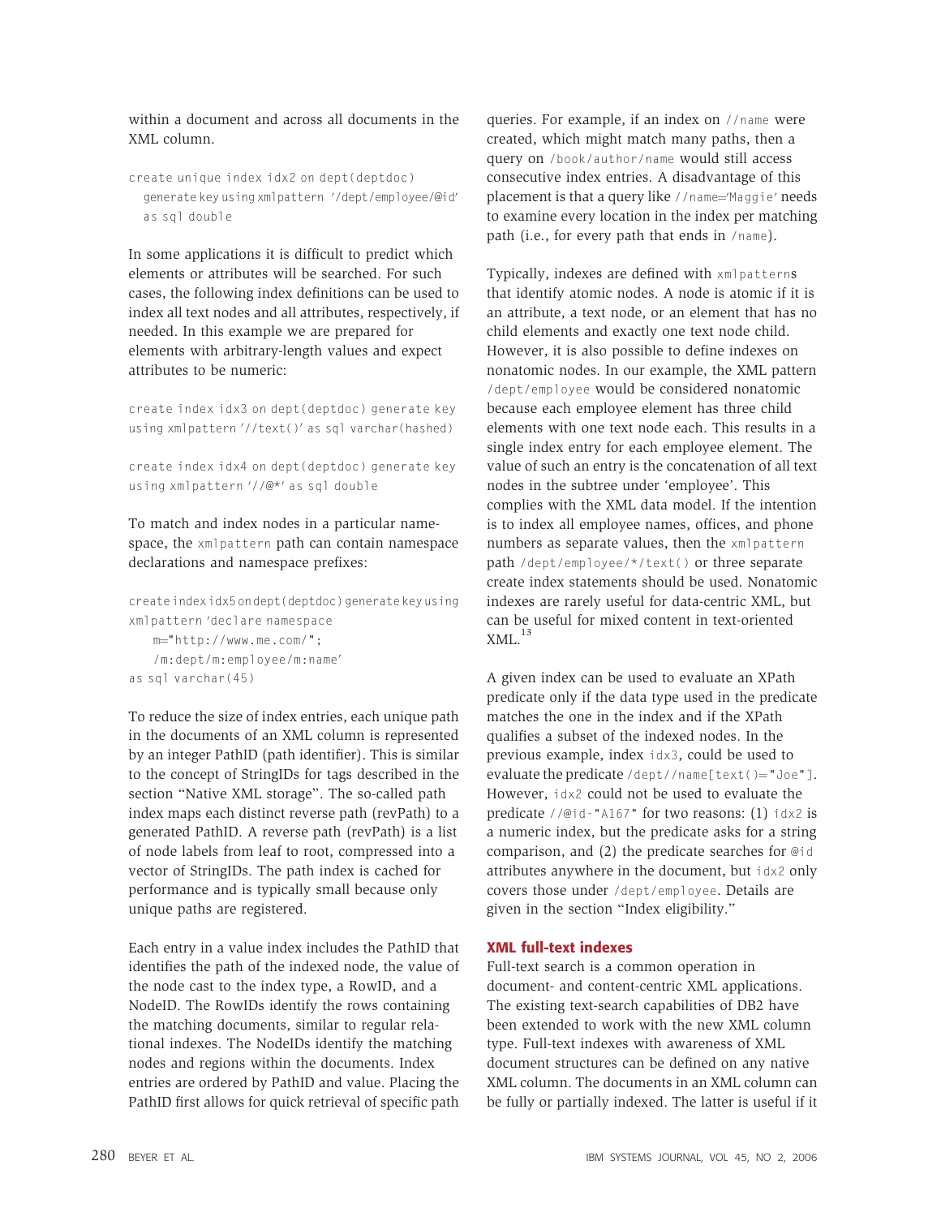within a document and across all documents in the XML column.

```
create unique index idx2 on dept(deptdoc)
  generate key using xmlpattern '/dept/employee/@id'
  as sql double
```

In some applications it is difficult to predict which elements or attributes will be searched. For such cases, the following index definitions can be used to index all text nodes and all attributes, respectively, if needed. In this example we are prepared for elements with arbitrary-length values and expect attributes to be numeric:

```
create index idx3 on dept(deptdoc) generate key
using xmlpattern '//text()' as sql varchar(hashed)
```

```
create index idx4 on dept(deptdoc) generate key
using xmlpattern '//@*' as sql double
```

To match and index nodes in a particular namespace, the xmlpattern path can contain namespace declarations and namespace prefixes:

```
create index idx5 on dept(deptdoc) generate key using
xmlpattern 'declare namespace
    m="http://www.me.com/";
    /m:dept/m:employee/m:name'
as sql varchar(45)
```

To reduce the size of index entries, each unique path in the documents of an XML column is represented by an integer PathID (path identifier). This is similar to the concept of StringIDs for tags described in the section "Native XML storage". The so-called path index maps each distinct reverse path (revPath) to a generated PathID. A reverse path (revPath) is a list of node labels from leaf to root, compressed into a vector of StringIDs. The path index is cached for performance and is typically small because only unique paths are registered.

Each entry in a value index includes the PathID that identifies the path of the indexed node, the value of the node cast to the index type, a RowID, and a NodeID. The RowIDs identify the rows containing the matching documents, similar to regular relational indexes. The NodeIDs identify the matching nodes and regions within the documents. Index entries are ordered by PathID and value. Placing the PathID first allows for quick retrieval of specific path queries. For example, if an index on `//name` were created, which might match many paths, then a query on `/book/author/name` would still access consecutive index entries. A disadvantage of this placement is that a query like `//name='Maggie'` needs to examine every location in the index per matching path (i.e., for every path that ends in `/name`).

Typically, indexes are defined with xmlpatterns that identify atomic nodes. A node is atomic if it is an attribute, a text node, or an element that has no child elements and exactly one text node child. However, it is also possible to define indexes on nonatomic nodes. In our example, the XML pattern `/dept/employee` would be considered nonatomic because each employee element has three child elements with one text node each. This results in a single index entry for each employee element. The value of such an entry is the concatenation of all text nodes in the subtree under 'employee'. This complies with the XML data model. If the intention is to index all employee names, offices, and phone numbers as separate values, then the xmlpattern path `/dept/employee/*/text()` or three separate create index statements should be used. Nonatomic indexes are rarely useful for data-centric XML, but can be useful for mixed content in text-oriented XML.[13]

A given index can be used to evaluate an XPath predicate only if the data type used in the predicate matches the one in the index and if the XPath qualifies a subset of the indexed nodes. In the previous example, index idx3, could be used to evaluate the predicate `/dept//name[text()="Joe"]`. However, idx2 could not be used to evaluate the predicate `//@id="A167"` for two reasons: (1) idx2 is a numeric index, but the predicate asks for a string comparison, and (2) the predicate searches for @id attributes anywhere in the document, but idx2 only covers those under `/dept/employee`. Details are given in the section "Index eligibility."

## XML full-text indexes

Full-text search is a common operation in document- and content-centric XML applications. The existing text-search capabilities of DB2 have been extended to work with the new XML column type. Full-text indexes with awareness of XML document structures can be defined on any native XML column. The documents in an XML column can be fully or partially indexed. The latter is useful if it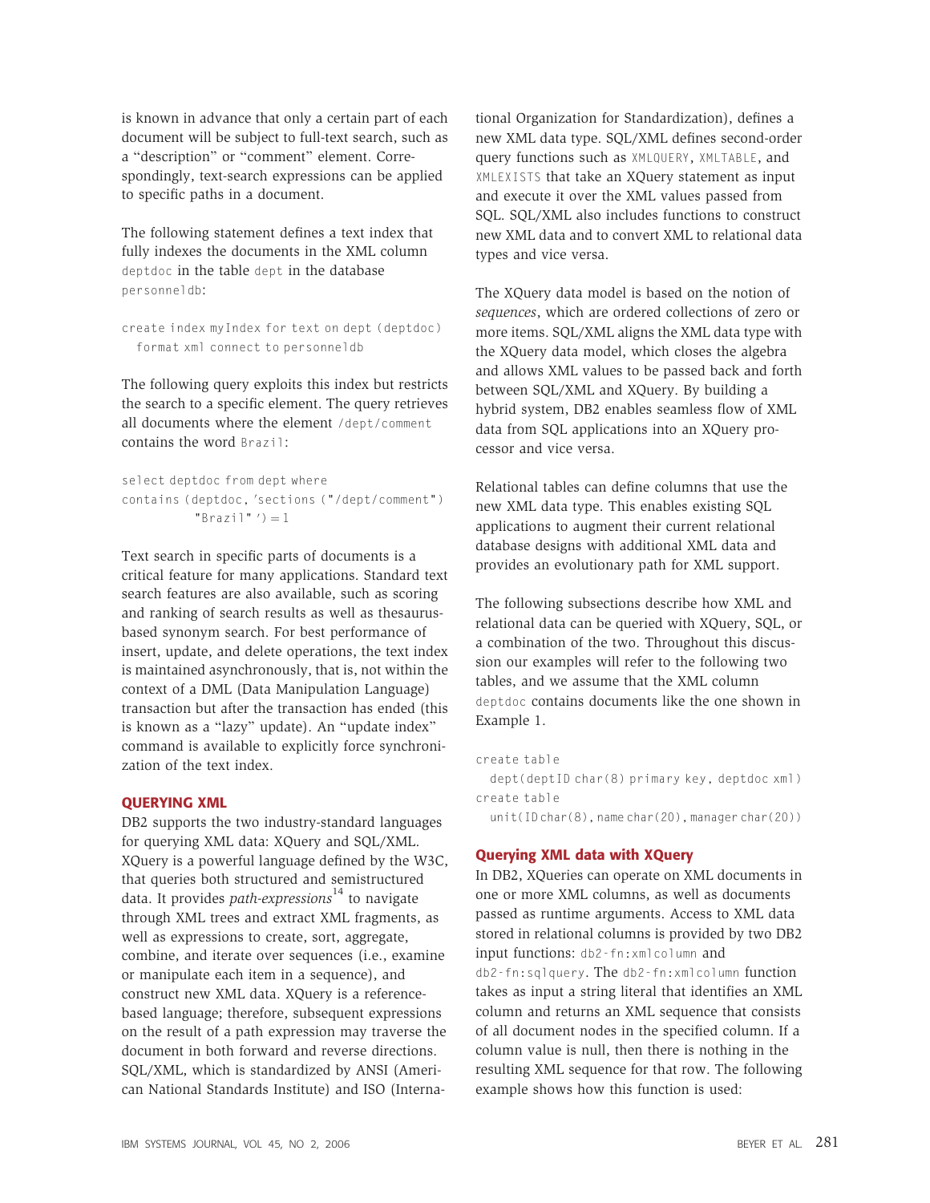is known in advance that only a certain part of each document will be subject to full-text search, such as a "description" or "comment" element. Correspondingly, text-search expressions can be applied to specific paths in a document.

The following statement defines a text index that fully indexes the documents in the XML column `deptdoc` in the table `dept` in the database `personneldb`:

```
create index myIndex for text on dept(deptdoc)
  format xml connect to personneldb
```

The following query exploits this index but restricts the search to a specific element. The query retrieves all documents where the element `/dept/comment` contains the word `Brazil`:

```
select deptdoc from dept where
contains(deptdoc, 'sections("/dept/comment")
          "Brazil"') = 1
```

Text search in specific parts of documents is a critical feature for many applications. Standard text search features are also available, such as scoring and ranking of search results as well as thesaurus-based synonym search. For best performance of insert, update, and delete operations, the text index is maintained asynchronously, that is, not within the context of a DML (Data Manipulation Language) transaction but after the transaction has ended (this is known as a "lazy" update). An "update index" command is available to explicitly force synchronization of the text index.

## QUERYING XML

DB2 supports the two industry-standard languages for querying XML data: XQuery and SQL/XML. XQuery is a powerful language defined by the W3C, that queries both structured and semistructured data. It provides *path-expressions*[14] to navigate through XML trees and extract XML fragments, as well as expressions to create, sort, aggregate, combine, and iterate over sequences (i.e., examine or manipulate each item in a sequence), and construct new XML data. XQuery is a reference-based language; therefore, subsequent expressions on the result of a path expression may traverse the document in both forward and reverse directions. SQL/XML, which is standardized by ANSI (American National Standards Institute) and ISO (International Organization for Standardization), defines a new XML data type. SQL/XML defines second-order query functions such as `XMLQUERY`, `XMLTABLE`, and `XMLEXISTS` that take an XQuery statement as input and execute it over the XML values passed from SQL. SQL/XML also includes functions to construct new XML data and to convert XML to relational data types and vice versa.

The XQuery data model is based on the notion of *sequences*, which are ordered collections of zero or more items. SQL/XML aligns the XML data type with the XQuery data model, which closes the algebra and allows XML values to be passed back and forth between SQL/XML and XQuery. By building a hybrid system, DB2 enables seamless flow of XML data from SQL applications into an XQuery processor and vice versa.

Relational tables can define columns that use the new XML data type. This enables existing SQL applications to augment their current relational database designs with additional XML data and provides an evolutionary path for XML support.

The following subsections describe how XML and relational data can be queried with XQuery, SQL, or a combination of the two. Throughout this discussion our examples will refer to the following two tables, and we assume that the XML column `deptdoc` contains documents like the one shown in Example 1.

```
create table
  dept(deptID char(8) primary key, deptdoc xml)
create table
  unit(ID char(8), name char(20), manager char(20))
```

### Querying XML data with XQuery

In DB2, XQueries can operate on XML documents in one or more XML columns, as well as documents passed as runtime arguments. Access to XML data stored in relational columns is provided by two DB2 input functions: `db2-fn:xmlcolumn` and `db2-fn:sqlquery`. The `db2-fn:xmlcolumn` function takes as input a string literal that identifies an XML column and returns an XML sequence that consists of all document nodes in the specified column. If a column value is null, then there is nothing in the resulting XML sequence for that row. The following example shows how this function is used: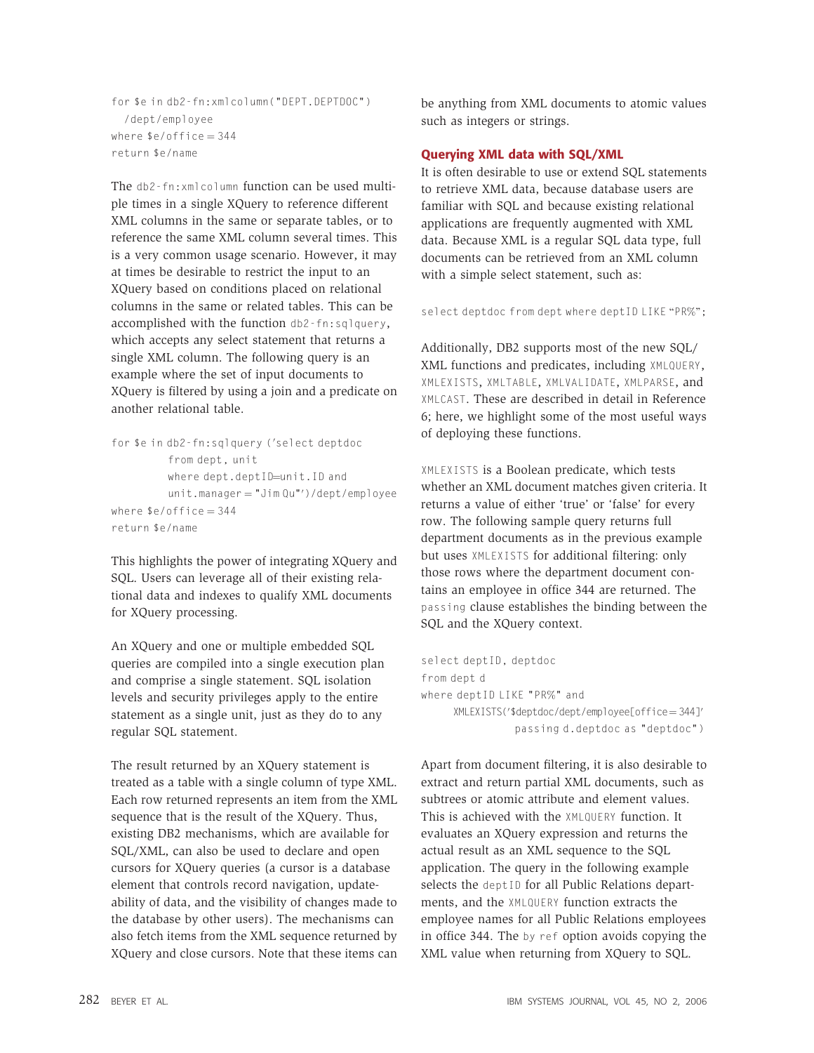```
for $e in db2-fn:xmlcolumn("DEPT.DEPTDOC")
  /dept/employee
where $e/office = 344
return $e/name
```

The db2-fn:xmlcolumn function can be used multiple times in a single XQuery to reference different XML columns in the same or separate tables, or to reference the same XML column several times. This is a very common usage scenario. However, it may at times be desirable to restrict the input to an XQuery based on conditions placed on relational columns in the same or related tables. This can be accomplished with the function db2-fn:sqlquery, which accepts any select statement that returns a single XML column. The following query is an example where the set of input documents to XQuery is filtered by using a join and a predicate on another relational table.

```
for $e in db2-fn:sqlquery ('select deptdoc
          from dept, unit
          where dept.deptID=unit.ID and
          unit.manager = "Jim Qu"')/dept/employee
where $e/office = 344
return $e/name
```

This highlights the power of integrating XQuery and SQL. Users can leverage all of their existing relational data and indexes to qualify XML documents for XQuery processing.

An XQuery and one or multiple embedded SQL queries are compiled into a single execution plan and comprise a single statement. SQL isolation levels and security privileges apply to the entire statement as a single unit, just as they do to any regular SQL statement.

The result returned by an XQuery statement is treated as a table with a single column of type XML. Each row returned represents an item from the XML sequence that is the result of the XQuery. Thus, existing DB2 mechanisms, which are available for SQL/XML, can also be used to declare and open cursors for XQuery queries (a cursor is a database element that controls record navigation, updateability of data, and the visibility of changes made to the database by other users). The mechanisms can also fetch items from the XML sequence returned by XQuery and close cursors. Note that these items can be anything from XML documents to atomic values such as integers or strings.

## Querying XML data with SQL/XML

It is often desirable to use or extend SQL statements to retrieve XML data, because database users are familiar with SQL and because existing relational applications are frequently augmented with XML data. Because XML is a regular SQL data type, full documents can be retrieved from an XML column with a simple select statement, such as:

```
select deptdoc from dept where deptID LIKE "PR%";
```

Additionally, DB2 supports most of the new SQL/XML functions and predicates, including XMLQUERY, XMLEXISTS, XMLTABLE, XMLVALIDATE, XMLPARSE, and XMLCAST. These are described in detail in Reference 6; here, we highlight some of the most useful ways of deploying these functions.

XMLEXISTS is a Boolean predicate, which tests whether an XML document matches given criteria. It returns a value of either 'true' or 'false' for every row. The following sample query returns full department documents as in the previous example but uses XMLEXISTS for additional filtering: only those rows where the department document contains an employee in office 344 are returned. The passing clause establishes the binding between the SQL and the XQuery context.

```
select deptID, deptdoc
from dept d
where deptID LIKE "PR%" and
      XMLEXISTS('$deptdoc/dept/employee[office=344]'
               passing d.deptdoc as "deptdoc")
```

Apart from document filtering, it is also desirable to extract and return partial XML documents, such as subtrees or atomic attribute and element values. This is achieved with the XMLQUERY function. It evaluates an XQuery expression and returns the actual result as an XML sequence to the SQL application. The query in the following example selects the deptID for all Public Relations departments, and the XMLQUERY function extracts the employee names for all Public Relations employees in office 344. The by ref option avoids copying the XML value when returning from XQuery to SQL.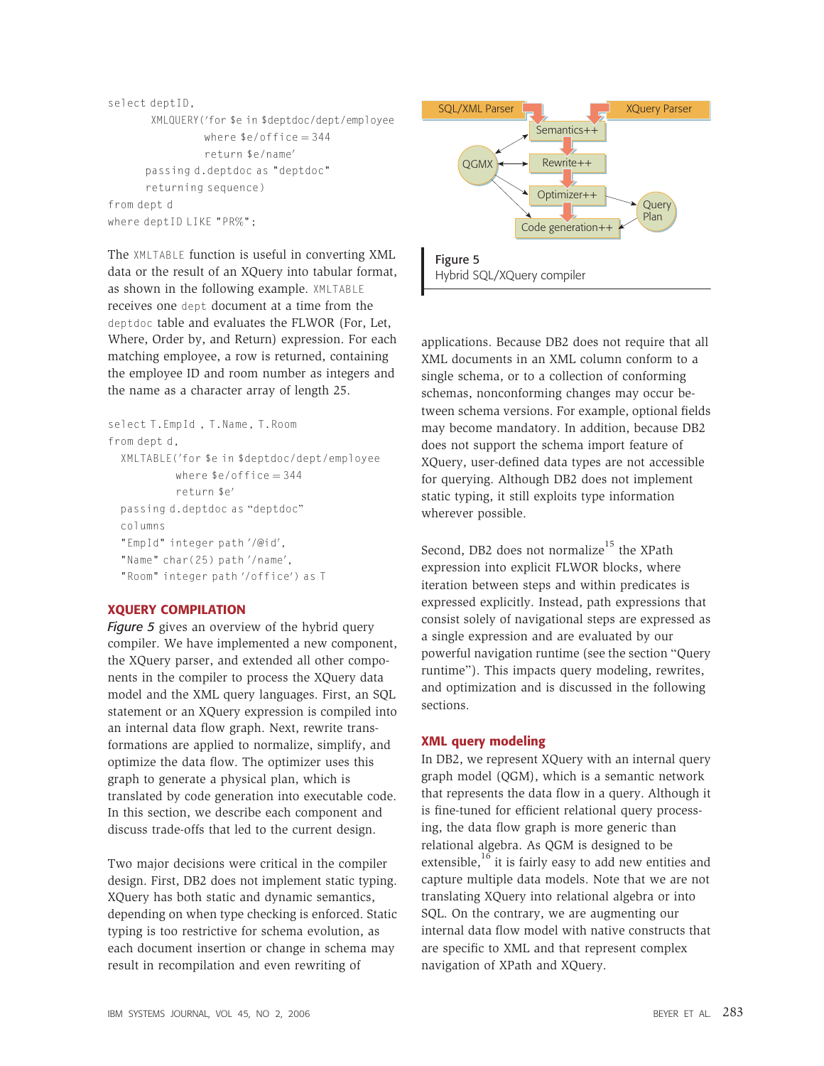```
select deptID,
       XMLQUERY('for $e in $deptdoc/dept/employee
                 where $e/office = 344
                 return $e/name'
       passing d.deptdoc as "deptdoc"
       returning sequence)
from dept d
where deptID LIKE "PR%";
```

The XMLTABLE function is useful in converting XML data or the result of an XQuery into tabular format, as shown in the following example. XMLTABLE receives one dept document at a time from the deptdoc table and evaluates the FLWOR (For, Let, Where, Order by, and Return) expression. For each matching employee, a row is returned, containing the employee ID and room number as integers and the name as a character array of length 25.

```
select T.EmpId , T.Name, T.Room
from dept d,
  XMLTABLE('for $e in $deptdoc/dept/employee
            where $e/office = 344
            return $e'
  passing d.deptdoc as "deptdoc"
  columns
  "EmpId" integer path '/@id',
  "Name" char(25) path '/name',
  "Room" integer path '/office') as T
```

## XQUERY COMPILATION

*Figure 5* gives an overview of the hybrid query compiler. We have implemented a new component, the XQuery parser, and extended all other components in the compiler to process the XQuery data model and the XML query languages. First, an SQL statement or an XQuery expression is compiled into an internal data flow graph. Next, rewrite transformations are applied to normalize, simplify, and optimize the data flow. The optimizer uses this graph to generate a physical plan, which is translated by code generation into executable code. In this section, we describe each component and discuss trade-offs that led to the current design.

Two major decisions were critical in the compiler design. First, DB2 does not implement static typing. XQuery has both static and dynamic semantics, depending on when type checking is enforced. Static typing is too restrictive for schema evolution, as each document insertion or change in schema may result in recompilation and even rewriting of applications. Because DB2 does not require that all XML documents in an XML column conform to a single schema, or to a collection of conforming schemas, nonconforming changes may occur between schema versions. For example, optional fields may become mandatory. In addition, because DB2 does not support the schema import feature of XQuery, user-defined data types are not accessible for querying. Although DB2 does not implement static typing, it still exploits type information wherever possible.

**Figure 5**
Hybrid SQL/XQuery compiler

Second, DB2 does not normalize[15] the XPath expression into explicit FLWOR blocks, where iteration between steps and within predicates is expressed explicitly. Instead, path expressions that consist solely of navigational steps are expressed as a single expression and are evaluated by our powerful navigation runtime (see the section "Query runtime"). This impacts query modeling, rewrites, and optimization and is discussed in the following sections.

### XML query modeling

In DB2, we represent XQuery with an internal query graph model (QGM), which is a semantic network that represents the data flow in a query. Although it is fine-tuned for efficient relational query processing, the data flow graph is more generic than relational algebra. As QGM is designed to be extensible,[16] it is fairly easy to add new entities and capture multiple data models. Note that we are not translating XQuery into relational algebra or into SQL. On the contrary, we are augmenting our internal data flow model with native constructs that are specific to XML and that represent complex navigation of XPath and XQuery.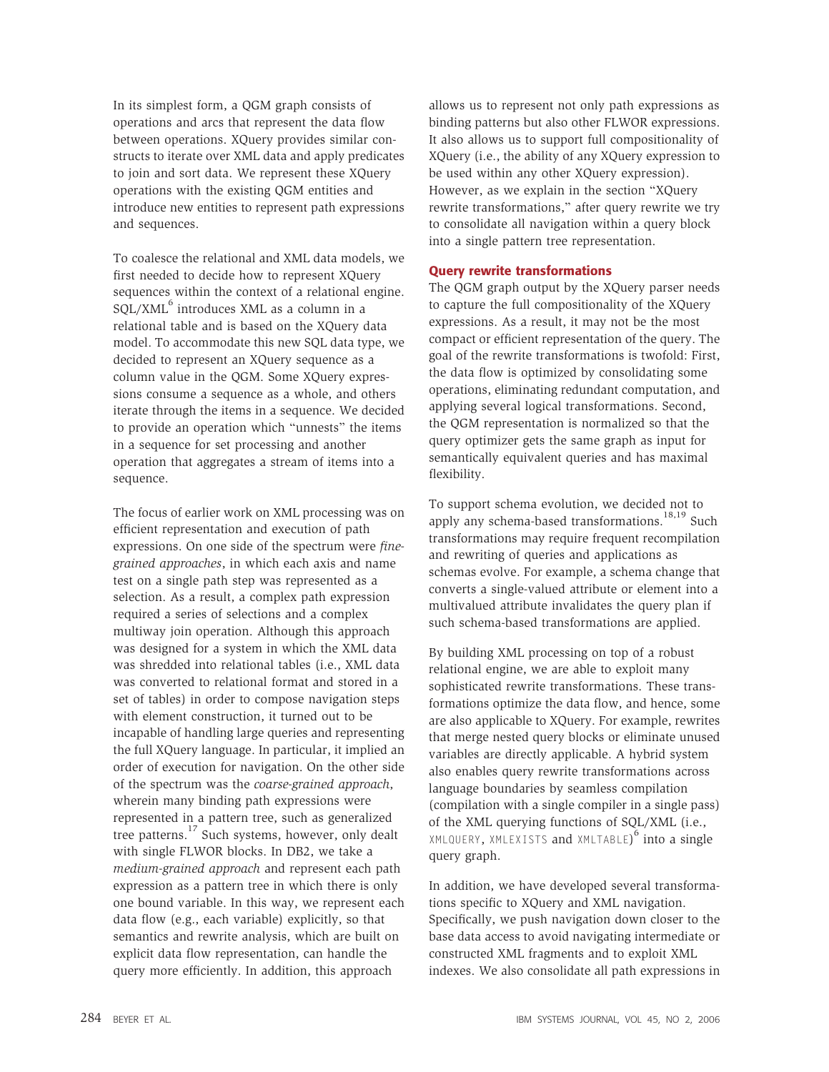In its simplest form, a QGM graph consists of operations and arcs that represent the data flow between operations. XQuery provides similar constructs to iterate over XML data and apply predicates to join and sort data. We represent these XQuery operations with the existing QGM entities and introduce new entities to represent path expressions and sequences.

To coalesce the relational and XML data models, we first needed to decide how to represent XQuery sequences within the context of a relational engine. SQL/XML[6] introduces XML as a column in a relational table and is based on the XQuery data model. To accommodate this new SQL data type, we decided to represent an XQuery sequence as a column value in the QGM. Some XQuery expressions consume a sequence as a whole, and others iterate through the items in a sequence. We decided to provide an operation which "unnests" the items in a sequence for set processing and another operation that aggregates a stream of items into a sequence.

The focus of earlier work on XML processing was on efficient representation and execution of path expressions. On one side of the spectrum were *fine-grained approaches*, in which each axis and name test on a single path step was represented as a selection. As a result, a complex path expression required a series of selections and a complex multiway join operation. Although this approach was designed for a system in which the XML data was shredded into relational tables (i.e., XML data was converted to relational format and stored in a set of tables) in order to compose navigation steps with element construction, it turned out to be incapable of handling large queries and representing the full XQuery language. In particular, it implied an order of execution for navigation. On the other side of the spectrum was the *coarse-grained approach*, wherein many binding path expressions were represented in a pattern tree, such as generalized tree patterns.[17] Such systems, however, only dealt with single FLWOR blocks. In DB2, we take a *medium-grained approach* and represent each path expression as a pattern tree in which there is only one bound variable. In this way, we represent each data flow (e.g., each variable) explicitly, so that semantics and rewrite analysis, which are built on explicit data flow representation, can handle the query more efficiently. In addition, this approach allows us to represent not only path expressions as binding patterns but also other FLWOR expressions. It also allows us to support full compositionality of XQuery (i.e., the ability of any XQuery expression to be used within any other XQuery expression). However, as we explain in the section "XQuery rewrite transformations," after query rewrite we try to consolidate all navigation within a query block into a single pattern tree representation.

### Query rewrite transformations

The QGM graph output by the XQuery parser needs to capture the full compositionality of the XQuery expressions. As a result, it may not be the most compact or efficient representation of the query. The goal of the rewrite transformations is twofold: First, the data flow is optimized by consolidating some operations, eliminating redundant computation, and applying several logical transformations. Second, the QGM representation is normalized so that the query optimizer gets the same graph as input for semantically equivalent queries and has maximal flexibility.

To support schema evolution, we decided not to apply any schema-based transformations.[18,19] Such transformations may require frequent recompilation and rewriting of queries and applications as schemas evolve. For example, a schema change that converts a single-valued attribute or element into a multivalued attribute invalidates the query plan if such schema-based transformations are applied.

By building XML processing on top of a robust relational engine, we are able to exploit many sophisticated rewrite transformations. These transformations optimize the data flow, and hence, some are also applicable to XQuery. For example, rewrites that merge nested query blocks or eliminate unused variables are directly applicable. A hybrid system also enables query rewrite transformations across language boundaries by seamless compilation (compilation with a single compiler in a single pass) of the XML querying functions of SQL/XML (i.e., XMLQUERY, XMLEXISTS and XMLTABLE)[6] into a single query graph.

In addition, we have developed several transformations specific to XQuery and XML navigation. Specifically, we push navigation down closer to the base data access to avoid navigating intermediate or constructed XML fragments and to exploit XML indexes. We also consolidate all path expressions in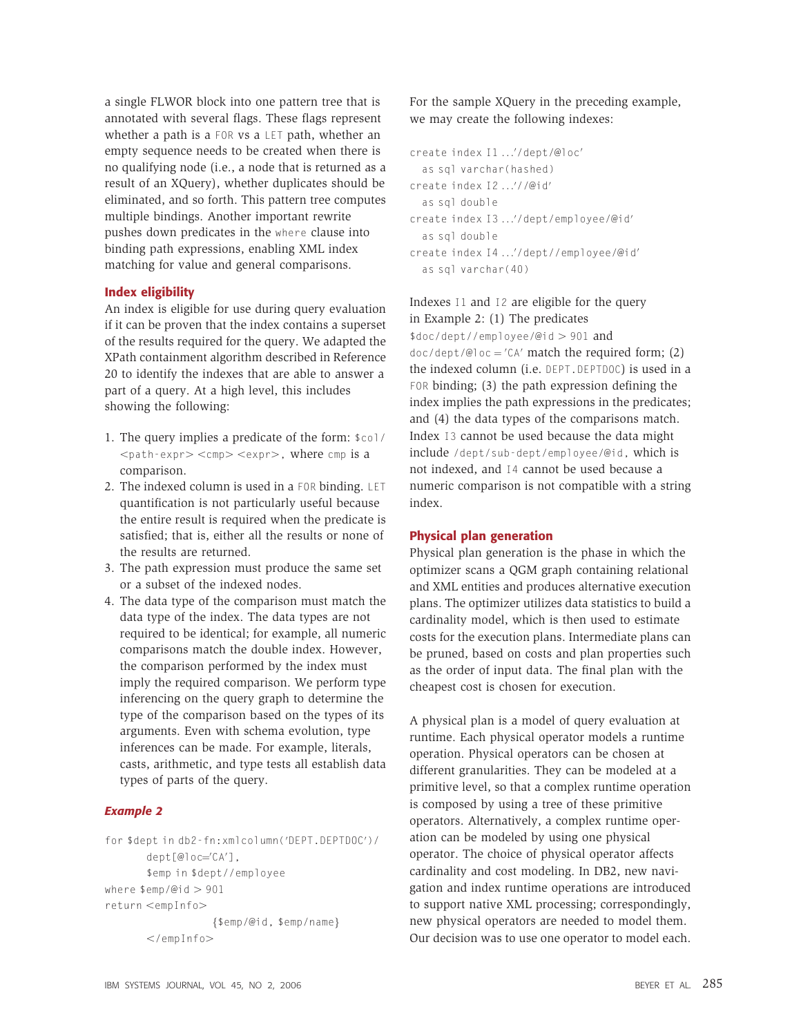a single FLWOR block into one pattern tree that is annotated with several flags. These flags represent whether a path is a `FOR` vs a `LET` path, whether an empty sequence needs to be created when there is no qualifying node (i.e., a node that is returned as a result of an XQuery), whether duplicates should be eliminated, and so forth. This pattern tree computes multiple bindings. Another important rewrite pushes down predicates in the `where` clause into binding path expressions, enabling XML index matching for value and general comparisons.

### Index eligibility

An index is eligible for use during query evaluation if it can be proven that the index contains a superset of the results required for the query. We adapted the XPath containment algorithm described in Reference 20 to identify the indexes that are able to answer a part of a query. At a high level, this includes showing the following:

1. The query implies a predicate of the form: `$col/<path-expr> <cmp> <expr>`, where `cmp` is a comparison.
2. The indexed column is used in a `FOR` binding. `LET` quantification is not particularly useful because the entire result is required when the predicate is satisfied; that is, either all the results or none of the results are returned.
3. The path expression must produce the same set or a subset of the indexed nodes.
4. The data type of the comparison must match the data type of the index. The data types are not required to be identical; for example, all numeric comparisons match the double index. However, the comparison performed by the index must imply the required comparison. We perform type inferencing on the query graph to determine the type of the comparison based on the types of its arguments. Even with schema evolution, type inferences can be made. For example, literals, casts, arithmetic, and type tests all establish data types of parts of the query.

#### *Example 2*

```
for $dept in db2-fn:xmlcolumn('DEPT.DEPTDOC')/
       dept[@loc='CA'],
       $emp in $dept//employee
where $emp/@id > 901
return <empInfo>
                 {$emp/@id, $emp/name}
       </empInfo>
```

For the sample XQuery in the preceding example, we may create the following indexes:

```
create index I1 ...'/dept/@loc'
  as sql varchar(hashed)
create index I2 ...'//@id'
  as sql double
create index I3 ...'/dept/employee/@id'
  as sql double
create index I4 ...'/dept//employee/@id'
  as sql varchar(40)
```

Indexes `I1` and `I2` are eligible for the query in Example 2: (1) The predicates `$doc/dept//employee/@id > 901` and `doc/dept/@loc = 'CA'` match the required form; (2) the indexed column (i.e. `DEPT.DEPTDOC`) is used in a `FOR` binding; (3) the path expression defining the index implies the path expressions in the predicates; and (4) the data types of the comparisons match. Index `I3` cannot be used because the data might include `/dept/sub-dept/employee/@id`, which is not indexed, and `I4` cannot be used because a numeric comparison is not compatible with a string index.

### Physical plan generation

Physical plan generation is the phase in which the optimizer scans a QGM graph containing relational and XML entities and produces alternative execution plans. The optimizer utilizes data statistics to build a cardinality model, which is then used to estimate costs for the execution plans. Intermediate plans can be pruned, based on costs and plan properties such as the order of input data. The final plan with the cheapest cost is chosen for execution.

A physical plan is a model of query evaluation at runtime. Each physical operator models a runtime operation. Physical operators can be chosen at different granularities. They can be modeled at a primitive level, so that a complex runtime operation is composed by using a tree of these primitive operators. Alternatively, a complex runtime operation can be modeled by using one physical operator. The choice of physical operator affects cardinality and cost modeling. In DB2, new navigation and index runtime operations are introduced to support native XML processing; correspondingly, new physical operators are needed to model them. Our decision was to use one operator to model each.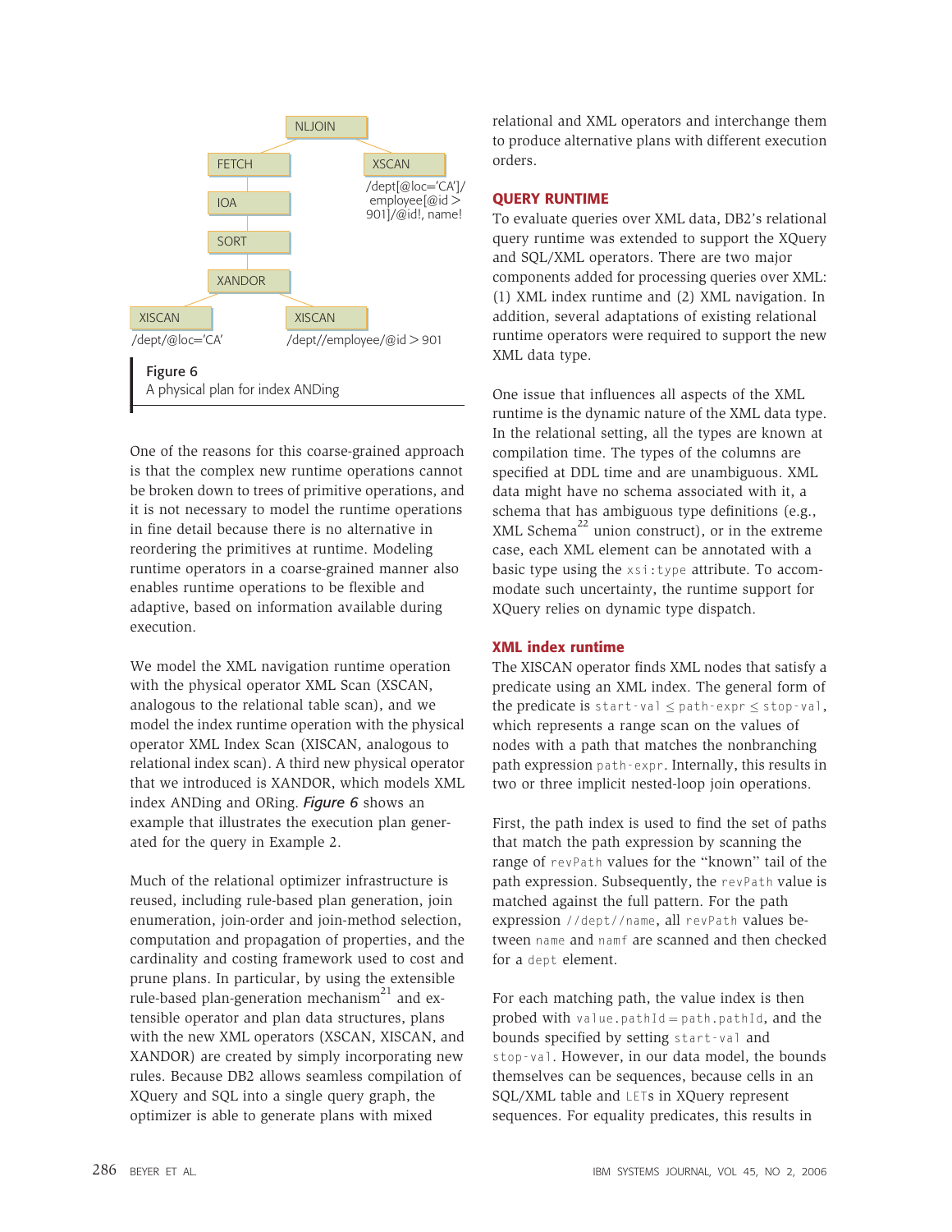NLJOIN

FETCH — XSCAN /dept[@loc='CA']/employee[@id > 901]/@id!, name!

IOA

SORT

XANDOR

XISCAN /dept/@loc='CA' — XISCAN /dept//employee/@id > 901

**Figure 6**
A physical plan for index ANDing

One of the reasons for this coarse-grained approach is that the complex new runtime operations cannot be broken down to trees of primitive operations, and it is not necessary to model the runtime operations in fine detail because there is no alternative in reordering the primitives at runtime. Modeling runtime operators in a coarse-grained manner also enables runtime operations to be flexible and adaptive, based on information available during execution.

We model the XML navigation runtime operation with the physical operator XML Scan (XSCAN, analogous to the relational table scan), and we model the index runtime operation with the physical operator XML Index Scan (XISCAN, analogous to relational index scan). A third new physical operator that we introduced is XANDOR, which models XML index ANDing and ORing. ***Figure 6*** shows an example that illustrates the execution plan generated for the query in Example 2.

Much of the relational optimizer infrastructure is reused, including rule-based plan generation, join enumeration, join-order and join-method selection, computation and propagation of properties, and the cardinality and costing framework used to cost and prune plans. In particular, by using the extensible rule-based plan-generation mechanism[21] and extensible operator and plan data structures, plans with the new XML operators (XSCAN, XISCAN, and XANDOR) are created by simply incorporating new rules. Because DB2 allows seamless compilation of XQuery and SQL into a single query graph, the optimizer is able to generate plans with mixed relational and XML operators and interchange them to produce alternative plans with different execution orders.

## QUERY RUNTIME

To evaluate queries over XML data, DB2's relational query runtime was extended to support the XQuery and SQL/XML operators. There are two major components added for processing queries over XML: (1) XML index runtime and (2) XML navigation. In addition, several adaptations of existing relational runtime operators were required to support the new XML data type.

One issue that influences all aspects of the XML runtime is the dynamic nature of the XML data type. In the relational setting, all the types are known at compilation time. The types of the columns are specified at DDL time and are unambiguous. XML data might have no schema associated with it, a schema that has ambiguous type definitions (e.g., XML Schema[22] union construct), or in the extreme case, each XML element can be annotated with a basic type using the `xsi:type` attribute. To accommodate such uncertainty, the runtime support for XQuery relies on dynamic type dispatch.

### XML index runtime

The XISCAN operator finds XML nodes that satisfy a predicate using an XML index. The general form of the predicate is `start-val` ≤ `path-expr` ≤ `stop-val`, which represents a range scan on the values of nodes with a path that matches the nonbranching path expression `path-expr`. Internally, this results in two or three implicit nested-loop join operations.

First, the path index is used to find the set of paths that match the path expression by scanning the range of `revPath` values for the "known" tail of the path expression. Subsequently, the `revPath` value is matched against the full pattern. For the path expression `//dept//name`, all `revPath` values between `name` and `namf` are scanned and then checked for a `dept` element.

For each matching path, the value index is then probed with `value.pathId` = `path.pathId`, and the bounds specified by setting `start-val` and `stop-val`. However, in our data model, the bounds themselves can be sequences, because cells in an SQL/XML table and `LET`s in XQuery represent sequences. For equality predicates, this results in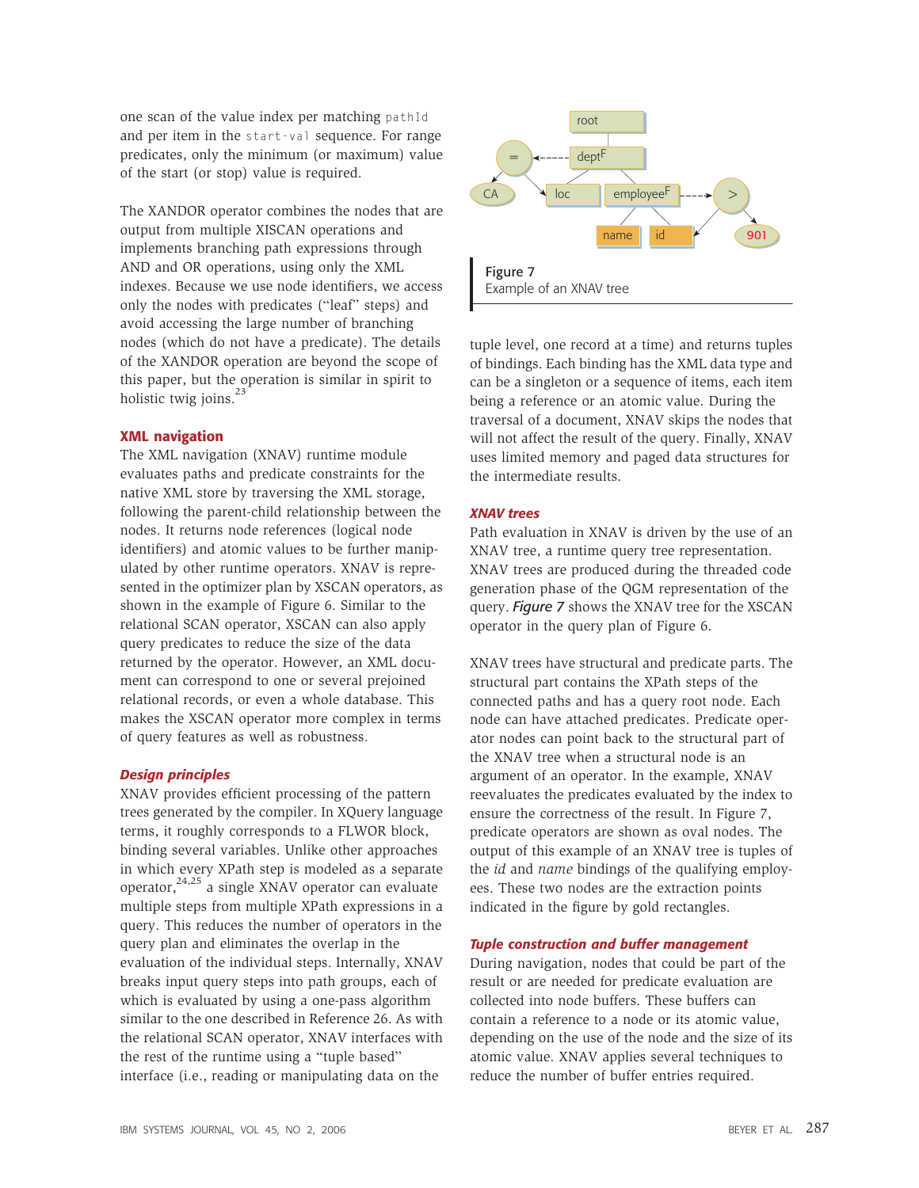one scan of the value index per matching `pathId` and per item in the `start-val` sequence. For range predicates, only the minimum (or maximum) value of the start (or stop) value is required.

The XANDOR operator combines the nodes that are output from multiple XISCAN operations and implements branching path expressions through AND and OR operations, using only the XML indexes. Because we use node identifiers, we access only the nodes with predicates ("leaf" steps) and avoid accessing the large number of branching nodes (which do not have a predicate). The details of the XANDOR operation are beyond the scope of this paper, but the operation is similar in spirit to holistic twig joins.[23]

### XML navigation

The XML navigation (XNAV) runtime module evaluates paths and predicate constraints for the native XML store by traversing the XML storage, following the parent-child relationship between the nodes. It returns node references (logical node identifiers) and atomic values to be further manipulated by other runtime operators. XNAV is represented in the optimizer plan by XSCAN operators, as shown in the example of Figure 6. Similar to the relational SCAN operator, XSCAN can also apply query predicates to reduce the size of the data returned by the operator. However, an XML document can correspond to one or several prejoined relational records, or even a whole database. This makes the XSCAN operator more complex in terms of query features as well as robustness.

#### *Design principles*

XNAV provides efficient processing of the pattern trees generated by the compiler. In XQuery language terms, it roughly corresponds to a FLWOR block, binding several variables. Unlike other approaches in which every XPath step is modeled as a separate operator,[24,25] a single XNAV operator can evaluate multiple steps from multiple XPath expressions in a query. This reduces the number of operators in the query plan and eliminates the overlap in the evaluation of the individual steps. Internally, XNAV breaks input query steps into path groups, each of which is evaluated by using a one-pass algorithm similar to the one described in Reference 26. As with the relational SCAN operator, XNAV interfaces with the rest of the runtime using a "tuple based" interface (i.e., reading or manipulating data on the tuple level, one record at a time) and returns tuples of bindings. Each binding has the XML data type and can be a singleton or a sequence of items, each item being a reference or an atomic value. During the traversal of a document, XNAV skips the nodes that will not affect the result of the query. Finally, XNAV uses limited memory and paged data structures for the intermediate results.

Figure 7
Example of an XNAV tree

#### *XNAV trees*

Path evaluation in XNAV is driven by the use of an XNAV tree, a runtime query tree representation. XNAV trees are produced during the threaded code generation phase of the QGM representation of the query. ***Figure 7*** shows the XNAV tree for the XSCAN operator in the query plan of Figure 6.

XNAV trees have structural and predicate parts. The structural part contains the XPath steps of the connected paths and has a query root node. Each node can have attached predicates. Predicate operator nodes can point back to the structural part of the XNAV tree when a structural node is an argument of an operator. In the example, XNAV reevaluates the predicates evaluated by the index to ensure the correctness of the result. In Figure 7, predicate operators are shown as oval nodes. The output of this example of an XNAV tree is tuples of the *id* and *name* bindings of the qualifying employees. These two nodes are the extraction points indicated in the figure by gold rectangles.

#### *Tuple construction and buffer management*

During navigation, nodes that could be part of the result or are needed for predicate evaluation are collected into node buffers. These buffers can contain a reference to a node or its atomic value, depending on the use of the node and the size of its atomic value. XNAV applies several techniques to reduce the number of buffer entries required.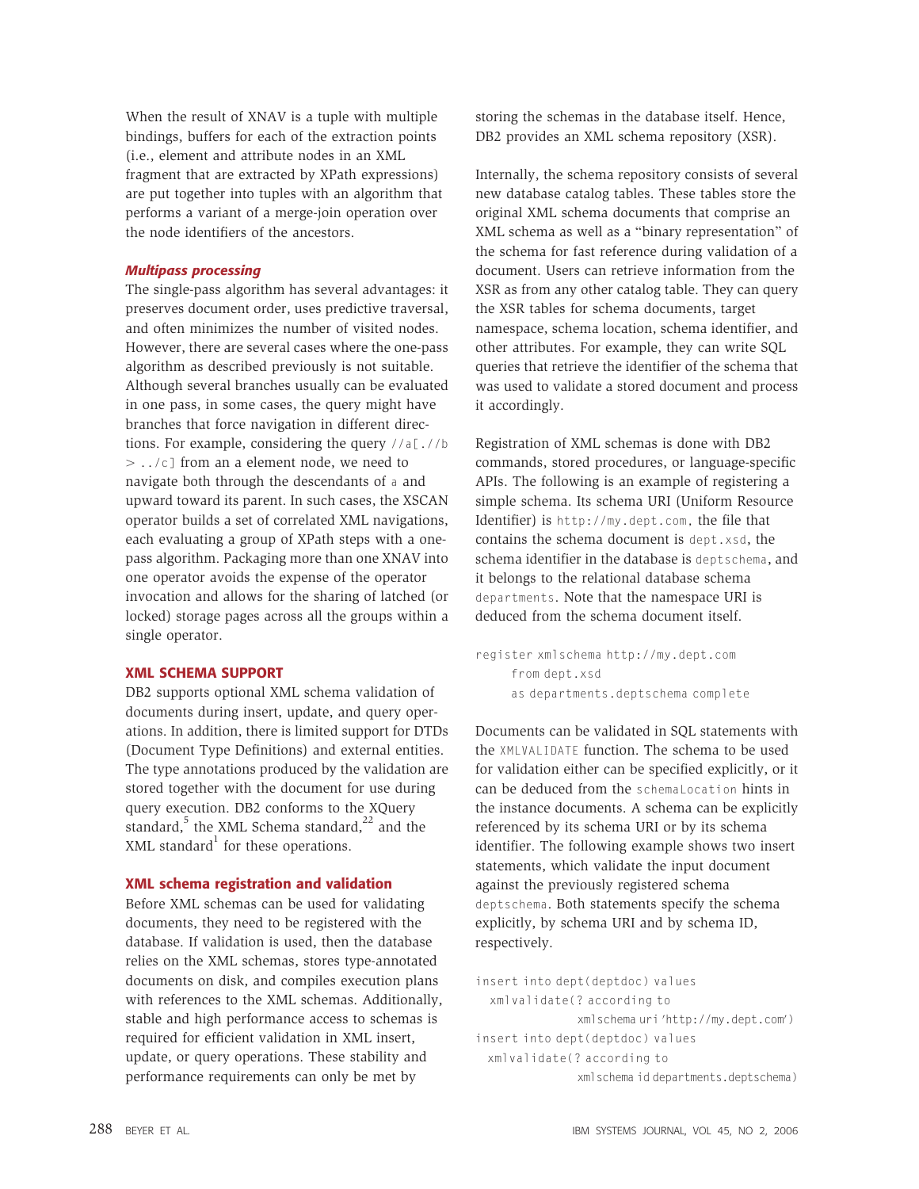When the result of XNAV is a tuple with multiple bindings, buffers for each of the extraction points (i.e., element and attribute nodes in an XML fragment that are extracted by XPath expressions) are put together into tuples with an algorithm that performs a variant of a merge-join operation over the node identifiers of the ancestors.

### *Multipass processing*

The single-pass algorithm has several advantages: it preserves document order, uses predictive traversal, and often minimizes the number of visited nodes. However, there are several cases where the one-pass algorithm as described previously is not suitable. Although several branches usually can be evaluated in one pass, in some cases, the query might have branches that force navigation in different directions. For example, considering the query `//a[.//b > ../c]` from an element node, we need to navigate both through the descendants of `a` and upward toward its parent. In such cases, the XSCAN operator builds a set of correlated XML navigations, each evaluating a group of XPath steps with a one-pass algorithm. Packaging more than one XNAV into one operator avoids the expense of the operator invocation and allows for the sharing of latched (or locked) storage pages across all the groups within a single operator.

## XML SCHEMA SUPPORT

DB2 supports optional XML schema validation of documents during insert, update, and query operations. In addition, there is limited support for DTDs (Document Type Definitions) and external entities. The type annotations produced by the validation are stored together with the document for use during query execution. DB2 conforms to the XQuery standard,[5] the XML Schema standard,[22] and the XML standard[1] for these operations.

### XML schema registration and validation

Before XML schemas can be used for validating documents, they need to be registered with the database. If validation is used, then the database relies on the XML schemas, stores type-annotated documents on disk, and compiles execution plans with references to the XML schemas. Additionally, stable and high performance access to schemas is required for efficient validation in XML insert, update, or query operations. These stability and performance requirements can only be met by storing the schemas in the database itself. Hence, DB2 provides an XML schema repository (XSR).

Internally, the schema repository consists of several new database catalog tables. These tables store the original XML schema documents that comprise an XML schema as well as a "binary representation" of the schema for fast reference during validation of a document. Users can retrieve information from the XSR as from any other catalog table. They can query the XSR tables for schema documents, target namespace, schema location, schema identifier, and other attributes. For example, they can write SQL queries that retrieve the identifier of the schema that was used to validate a stored document and process it accordingly.

Registration of XML schemas is done with DB2 commands, stored procedures, or language-specific APIs. The following is an example of registering a simple schema. Its schema URI (Uniform Resource Identifier) is `http://my.dept.com`, the file that contains the schema document is `dept.xsd`, the schema identifier in the database is `deptschema`, and it belongs to the relational database schema `departments`. Note that the namespace URI is deduced from the schema document itself.

```
register xmlschema http://my.dept.com
     from dept.xsd
     as departments.deptschema complete
```

Documents can be validated in SQL statements with the `XMLVALIDATE` function. The schema to be used for validation either can be specified explicitly, or it can be deduced from the `schemaLocation` hints in the instance documents. A schema can be explicitly referenced by its schema URI or by its schema identifier. The following example shows two insert statements, which validate the input document against the previously registered schema `deptschema`. Both statements specify the schema explicitly, by schema URI and by schema ID, respectively.

```
insert into dept(deptdoc) values
  xmlvalidate(? according to
              xmlschema uri 'http://my.dept.com')
insert into dept(deptdoc) values
  xmlvalidate(? according to
              xmlschema id departments.deptschema)
```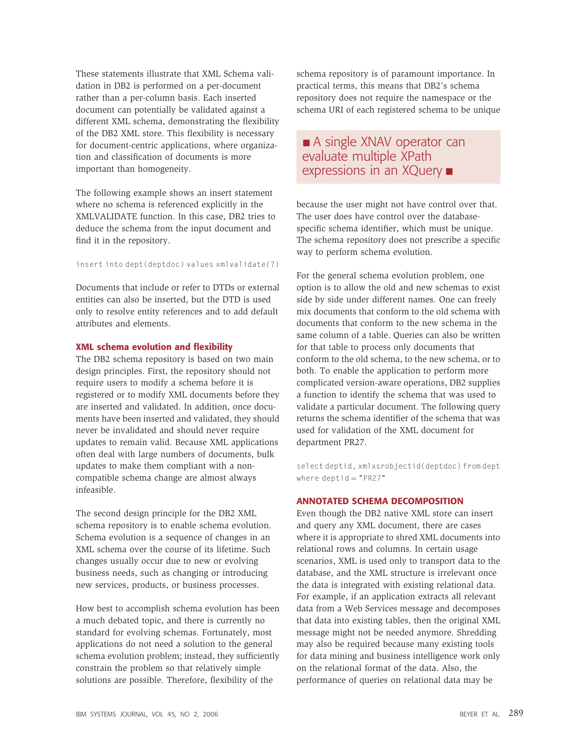These statements illustrate that XML Schema validation in DB2 is performed on a per-document rather than a per-column basis. Each inserted document can potentially be validated against a different XML schema, demonstrating the flexibility of the DB2 XML store. This flexibility is necessary for document-centric applications, where organization and classification of documents is more important than homogeneity.

The following example shows an insert statement where no schema is referenced explicitly in the XMLVALIDATE function. In this case, DB2 tries to deduce the schema from the input document and find it in the repository.

```
insert into dept(deptdoc) values xmlvalidate(?)
```

Documents that include or refer to DTDs or external entities can also be inserted, but the DTD is used only to resolve entity references and to add default attributes and elements.

### XML schema evolution and flexibility

The DB2 schema repository is based on two main design principles. First, the repository should not require users to modify a schema before it is registered or to modify XML documents before they are inserted and validated. In addition, once documents have been inserted and validated, they should never be invalidated and should never require updates to remain valid. Because XML applications often deal with large numbers of documents, bulk updates to make them compliant with a non-compatible schema change are almost always infeasible.

The second design principle for the DB2 XML schema repository is to enable schema evolution. Schema evolution is a sequence of changes in an XML schema over the course of its lifetime. Such changes usually occur due to new or evolving business needs, such as changing or introducing new services, products, or business processes.

How best to accomplish schema evolution has been a much debated topic, and there is currently no standard for evolving schemas. Fortunately, most applications do not need a solution to the general schema evolution problem; instead, they sufficiently constrain the problem so that relatively simple solutions are possible. Therefore, flexibility of the schema repository is of paramount importance. In practical terms, this means that DB2's schema repository does not require the namespace or the schema URI of each registered schema to be unique because the user might not have control over that. The user does have control over the database-specific schema identifier, which must be unique. The schema repository does not prescribe a specific way to perform schema evolution.

> ■ A single XNAV operator can evaluate multiple XPath expressions in an XQuery ■

For the general schema evolution problem, one option is to allow the old and new schemas to exist side by side under different names. One can freely mix documents that conform to the old schema with documents that conform to the new schema in the same column of a table. Queries can also be written for that table to process only documents that conform to the old schema, to the new schema, or to both. To enable the application to perform more complicated version-aware operations, DB2 supplies a function to identify the schema that was used to validate a particular document. The following query returns the schema identifier of the schema that was used for validation of the XML document for department PR27.

```
select deptid, xmlxsrobjectid(deptdoc) from dept
where deptid = "PR27"
```

## ANNOTATED SCHEMA DECOMPOSITION

Even though the DB2 native XML store can insert and query any XML document, there are cases where it is appropriate to shred XML documents into relational rows and columns. In certain usage scenarios, XML is used only to transport data to the database, and the XML structure is irrelevant once the data is integrated with existing relational data. For example, if an application extracts all relevant data from a Web Services message and decomposes that data into existing tables, then the original XML message might not be needed anymore. Shredding may also be required because many existing tools for data mining and business intelligence work only on the relational format of the data. Also, the performance of queries on relational data may be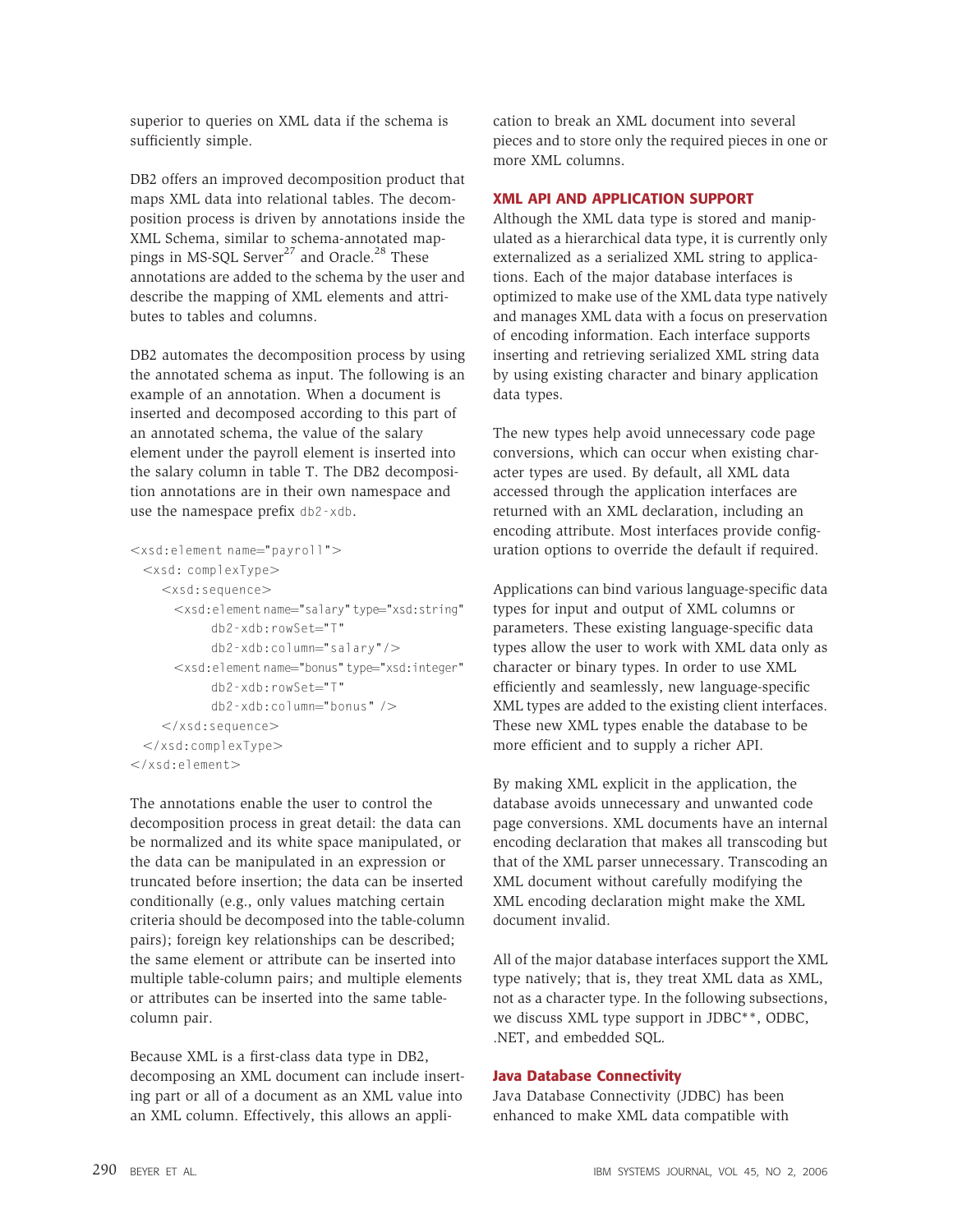superior to queries on XML data if the schema is sufficiently simple.

DB2 offers an improved decomposition product that maps XML data into relational tables. The decomposition process is driven by annotations inside the XML Schema, similar to schema-annotated mappings in MS-SQL Server[27] and Oracle.[28] These annotations are added to the schema by the user and describe the mapping of XML elements and attributes to tables and columns.

DB2 automates the decomposition process by using the annotated schema as input. The following is an example of an annotation. When a document is inserted and decomposed according to this part of an annotated schema, the value of the salary element under the payroll element is inserted into the salary column in table T. The DB2 decomposition annotations are in their own namespace and use the namespace prefix `db2-xdb`.

```
<xsd:element name="payroll">
  <xsd: complexType>
    <xsd:sequence>
      <xsd:element name="salary" type="xsd:string"
            db2-xdb:rowSet="T"
            db2-xdb:column="salary"/>
      <xsd:element name="bonus" type="xsd:integer"
            db2-xdb:rowSet="T"
            db2-xdb:column="bonus" />
    </xsd:sequence>
  </xsd:complexType>
</xsd:element>
```

The annotations enable the user to control the decomposition process in great detail: the data can be normalized and its white space manipulated, or the data can be manipulated in an expression or truncated before insertion; the data can be inserted conditionally (e.g., only values matching certain criteria should be decomposed into the table-column pairs); foreign key relationships can be described; the same element or attribute can be inserted into multiple table-column pairs; and multiple elements or attributes can be inserted into the same table-column pair.

Because XML is a first-class data type in DB2, decomposing an XML document can include inserting part or all of a document as an XML value into an XML column. Effectively, this allows an application to break an XML document into several pieces and to store only the required pieces in one or more XML columns.

## XML API AND APPLICATION SUPPORT

Although the XML data type is stored and manipulated as a hierarchical data type, it is currently only externalized as a serialized XML string to applications. Each of the major database interfaces is optimized to make use of the XML data type natively and manages XML data with a focus on preservation of encoding information. Each interface supports inserting and retrieving serialized XML string data by using existing character and binary application data types.

The new types help avoid unnecessary code page conversions, which can occur when existing character types are used. By default, all XML data accessed through the application interfaces are returned with an XML declaration, including an encoding attribute. Most interfaces provide configuration options to override the default if required.

Applications can bind various language-specific data types for input and output of XML columns or parameters. These existing language-specific data types allow the user to work with XML data only as character or binary types. In order to use XML efficiently and seamlessly, new language-specific XML types are added to the existing client interfaces. These new XML types enable the database to be more efficient and to supply a richer API.

By making XML explicit in the application, the database avoids unnecessary and unwanted code page conversions. XML documents have an internal encoding declaration that makes all transcoding but that of the XML parser unnecessary. Transcoding an XML document without carefully modifying the XML encoding declaration might make the XML document invalid.

All of the major database interfaces support the XML type natively; that is, they treat XML data as XML, not as a character type. In the following subsections, we discuss XML type support in JDBC**, ODBC, .NET, and embedded SQL.

### Java Database Connectivity

Java Database Connectivity (JDBC) has been enhanced to make XML data compatible with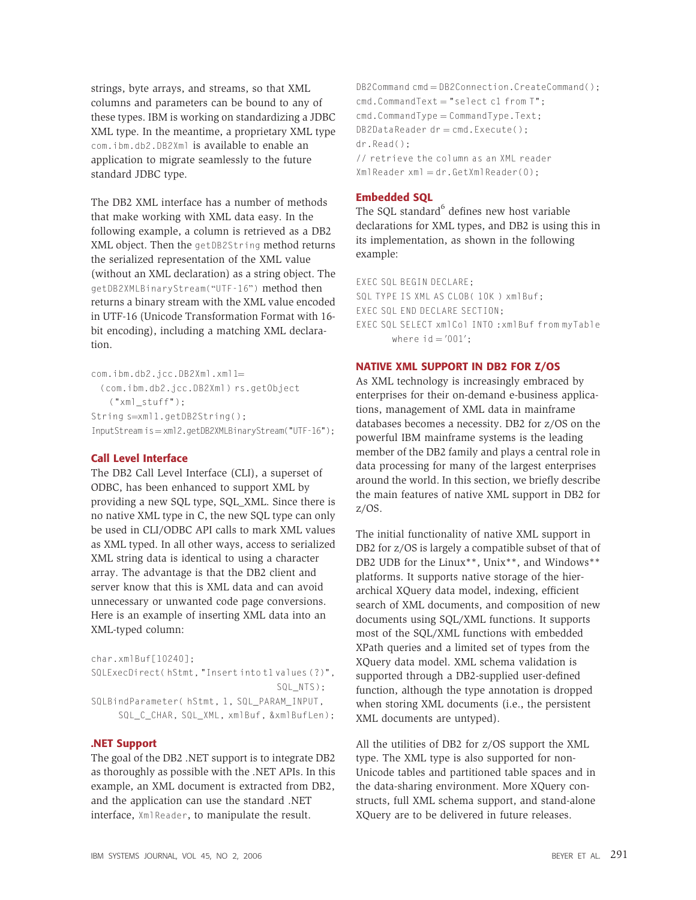strings, byte arrays, and streams, so that XML columns and parameters can be bound to any of these types. IBM is working on standardizing a JDBC XML type. In the meantime, a proprietary XML type `com.ibm.db2.DB2Xml` is available to enable an application to migrate seamlessly to the future standard JDBC type.

The DB2 XML interface has a number of methods that make working with XML data easy. In the following example, a column is retrieved as a DB2 XML object. Then the `getDB2String` method returns the serialized representation of the XML value (without an XML declaration) as a string object. The `getDB2XMLBinaryStream("UTF-16")` method then returns a binary stream with the XML value encoded in UTF-16 (Unicode Transformation Format with 16-bit encoding), including a matching XML declaration.

```
com.ibm.db2.jcc.DB2Xml.xml1=
  (com.ibm.db2.jcc.DB2Xml) rs.getObject
    ("xml_stuff");
String s=xml1.getDB2String();
InputStream is=xml2.getDB2XMLBinaryStream("UTF-16");
```

### Call Level Interface

The DB2 Call Level Interface (CLI), a superset of ODBC, has been enhanced to support XML by providing a new SQL type, SQL_XML. Since there is no native XML type in C, the new SQL type can only be used in CLI/ODBC API calls to mark XML values as XML typed. In all other ways, access to serialized XML string data is identical to using a character array. The advantage is that the DB2 client and server know that this is XML data and can avoid unnecessary or unwanted code page conversions. Here is an example of inserting XML data into an XML-typed column:

```
char.xmlBuf[10240];
SQLExecDirect( hStmt, "Insert into t1 values (?)",
                                        SQL_NTS);
SQLBindParameter( hStmt, 1, SQL_PARAM_INPUT,
      SQL_C_CHAR, SQL_XML, xmlBuf, &xmlBufLen);
```

### .NET Support

The goal of the DB2 .NET support is to integrate DB2 as thoroughly as possible with the .NET APIs. In this example, an XML document is extracted from DB2, and the application can use the standard .NET interface, `XmlReader`, to manipulate the result.

```
DB2Command cmd = DB2Connection.CreateCommand();
cmd.CommandText = "select c1 from T";
cmd.CommandType = CommandType.Text;
DB2DataReader dr = cmd.Execute();
dr.Read();
// retrieve the column as an XML reader
XmlReader xml = dr.GetXmlReader(0);
```

### Embedded SQL

The SQL standard[6] defines new host variable declarations for XML types, and DB2 is using this in its implementation, as shown in the following example:

```
EXEC SQL BEGIN DECLARE;
SQL TYPE IS XML AS CLOB( 10K ) xmlBuf;
EXEC SQL END DECLARE SECTION;
EXEC SQL SELECT xmlCol INTO :xmlBuf from myTable
        where id = '001';
```

## NATIVE XML SUPPORT IN DB2 FOR Z/OS

As XML technology is increasingly embraced by enterprises for their on-demand e-business applications, management of XML data in mainframe databases becomes a necessity. DB2 for z/OS on the powerful IBM mainframe systems is the leading member of the DB2 family and plays a central role in data processing for many of the largest enterprises around the world. In this section, we briefly describe the main features of native XML support in DB2 for z/OS.

The initial functionality of native XML support in DB2 for z/OS is largely a compatible subset of that of DB2 UDB for the Linux**, Unix**, and Windows** platforms. It supports native storage of the hierarchical XQuery data model, indexing, efficient search of XML documents, and composition of new documents using SQL/XML functions. It supports most of the SQL/XML functions with embedded XPath queries and a limited set of types from the XQuery data model. XML schema validation is supported through a DB2-supplied user-defined function, although the type annotation is dropped when storing XML documents (i.e., the persistent XML documents are untyped).

All the utilities of DB2 for z/OS support the XML type. The XML type is also supported for non-Unicode tables and partitioned table spaces and in the data-sharing environment. More XQuery constructs, full XML schema support, and stand-alone XQuery are to be delivered in future releases.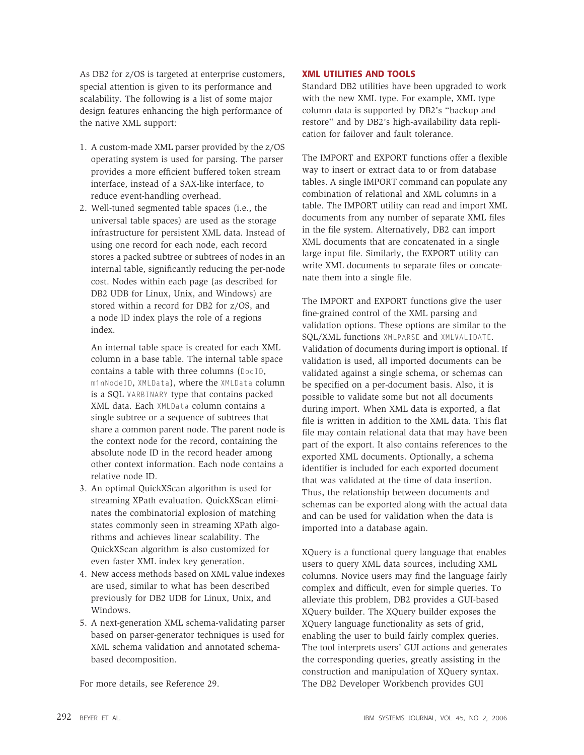As DB2 for z/OS is targeted at enterprise customers, special attention is given to its performance and scalability. The following is a list of some major design features enhancing the high performance of the native XML support:

1. A custom-made XML parser provided by the z/OS operating system is used for parsing. The parser provides a more efficient buffered token stream interface, instead of a SAX-like interface, to reduce event-handling overhead.
2. Well-tuned segmented table spaces (i.e., the universal table spaces) are used as the storage infrastructure for persistent XML data. Instead of using one record for each node, each record stores a packed subtree or subtrees of nodes in an internal table, significantly reducing the per-node cost. Nodes within each page (as described for DB2 UDB for Linux, Unix, and Windows) are stored within a record for DB2 for z/OS, and a node ID index plays the role of a regions index.

   An internal table space is created for each XML column in a base table. The internal table space contains a table with three columns (`DocID`, `minNodeID`, `XMLData`), where the `XMLData` column is a SQL `VARBINARY` type that contains packed XML data. Each `XMLData` column contains a single subtree or a sequence of subtrees that share a common parent node. The parent node is the context node for the record, containing the absolute node ID in the record header among other context information. Each node contains a relative node ID.
3. An optimal QuickXScan algorithm is used for streaming XPath evaluation. QuickXScan eliminates the combinatorial explosion of matching states commonly seen in streaming XPath algorithms and achieves linear scalability. The QuickXScan algorithm is also customized for even faster XML index key generation.
4. New access methods based on XML value indexes are used, similar to what has been described previously for DB2 UDB for Linux, Unix, and Windows.
5. A next-generation XML schema-validating parser based on parser-generator techniques is used for XML schema validation and annotated schema-based decomposition.

For more details, see Reference 29.

## XML UTILITIES AND TOOLS

Standard DB2 utilities have been upgraded to work with the new XML type. For example, XML type column data is supported by DB2's "backup and restore" and by DB2's high-availability data replication for failover and fault tolerance.

The IMPORT and EXPORT functions offer a flexible way to insert or extract data to or from database tables. A single IMPORT command can populate any combination of relational and XML columns in a table. The IMPORT utility can read and import XML documents from any number of separate XML files in the file system. Alternatively, DB2 can import XML documents that are concatenated in a single large input file. Similarly, the EXPORT utility can write XML documents to separate files or concatenate them into a single file.

The IMPORT and EXPORT functions give the user fine-grained control of the XML parsing and validation options. These options are similar to the SQL/XML functions `XMLPARSE` and `XMLVALIDATE`. Validation of documents during import is optional. If validation is used, all imported documents can be validated against a single schema, or schemas can be specified on a per-document basis. Also, it is possible to validate some but not all documents during import. When XML data is exported, a flat file is written in addition to the XML data. This flat file may contain relational data that may have been part of the export. It also contains references to the exported XML documents. Optionally, a schema identifier is included for each exported document that was validated at the time of data insertion. Thus, the relationship between documents and schemas can be exported along with the actual data and can be used for validation when the data is imported into a database again.

XQuery is a functional query language that enables users to query XML data sources, including XML columns. Novice users may find the language fairly complex and difficult, even for simple queries. To alleviate this problem, DB2 provides a GUI-based XQuery builder. The XQuery builder exposes the XQuery language functionality as sets of grid, enabling the user to build fairly complex queries. The tool interprets users' GUI actions and generates the corresponding queries, greatly assisting in the construction and manipulation of XQuery syntax. The DB2 Developer Workbench provides GUI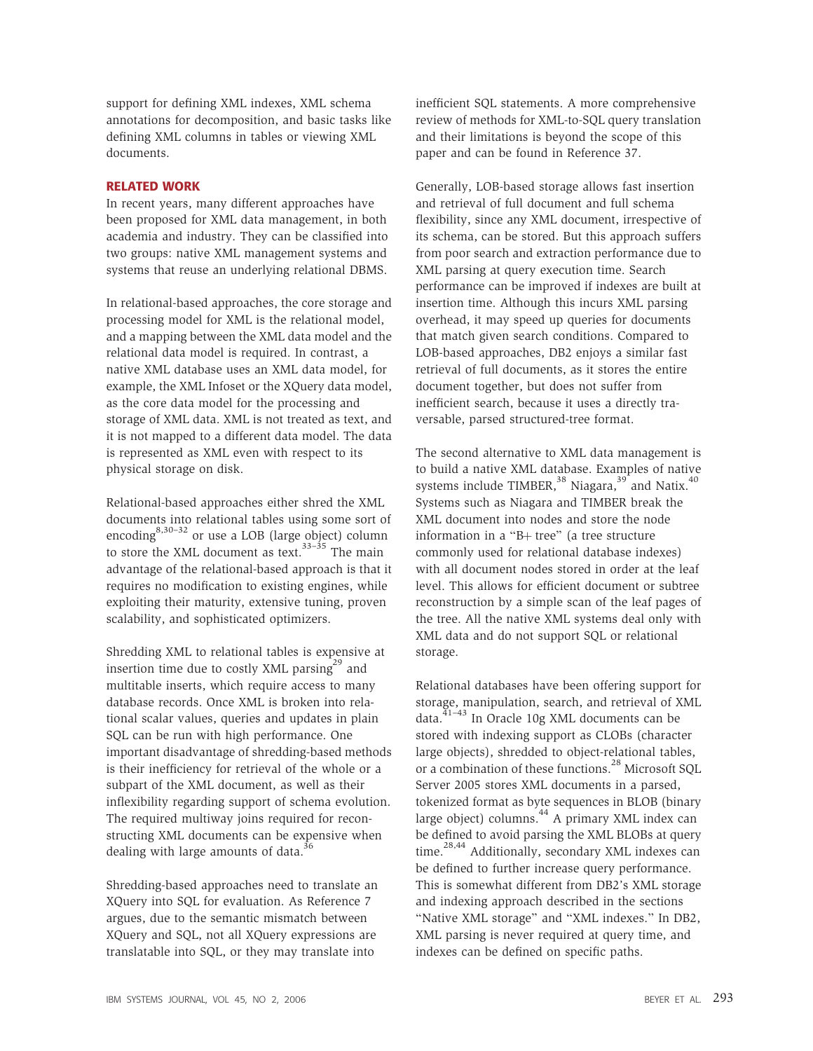support for defining XML indexes, XML schema annotations for decomposition, and basic tasks like defining XML columns in tables or viewing XML documents.

## RELATED WORK

In recent years, many different approaches have been proposed for XML data management, in both academia and industry. They can be classified into two groups: native XML management systems and systems that reuse an underlying relational DBMS.

In relational-based approaches, the core storage and processing model for XML is the relational model, and a mapping between the XML data model and the relational data model is required. In contrast, a native XML database uses an XML data model, for example, the XML Infoset or the XQuery data model, as the core data model for the processing and storage of XML data. XML is not treated as text, and it is not mapped to a different data model. The data is represented as XML even with respect to its physical storage on disk.

Relational-based approaches either shred the XML documents into relational tables using some sort of encoding[8,30–32] or use a LOB (large object) column to store the XML document as text.[33–35] The main advantage of the relational-based approach is that it requires no modification to existing engines, while exploiting their maturity, extensive tuning, proven scalability, and sophisticated optimizers.

Shredding XML to relational tables is expensive at insertion time due to costly XML parsing[29] and multitable inserts, which require access to many database records. Once XML is broken into relational scalar values, queries and updates in plain SQL can be run with high performance. One important disadvantage of shredding-based methods is their inefficiency for retrieval of the whole or a subpart of the XML document, as well as their inflexibility regarding support of schema evolution. The required multiway joins required for reconstructing XML documents can be expensive when dealing with large amounts of data.[36]

Shredding-based approaches need to translate an XQuery into SQL for evaluation. As Reference 7 argues, due to the semantic mismatch between XQuery and SQL, not all XQuery expressions are translatable into SQL, or they may translate into inefficient SQL statements. A more comprehensive review of methods for XML-to-SQL query translation and their limitations is beyond the scope of this paper and can be found in Reference 37.

Generally, LOB-based storage allows fast insertion and retrieval of full document and full schema flexibility, since any XML document, irrespective of its schema, can be stored. But this approach suffers from poor search and extraction performance due to XML parsing at query execution time. Search performance can be improved if indexes are built at insertion time. Although this incurs XML parsing overhead, it may speed up queries for documents that match given search conditions. Compared to LOB-based approaches, DB2 enjoys a similar fast retrieval of full documents, as it stores the entire document together, but does not suffer from inefficient search, because it uses a directly traversable, parsed structured-tree format.

The second alternative to XML data management is to build a native XML database. Examples of native systems include TIMBER,[38] Niagara,[39] and Natix.[40] Systems such as Niagara and TIMBER break the XML document into nodes and store the node information in a "B+ tree" (a tree structure commonly used for relational database indexes) with all document nodes stored in order at the leaf level. This allows for efficient document or subtree reconstruction by a simple scan of the leaf pages of the tree. All the native XML systems deal only with XML data and do not support SQL or relational storage.

Relational databases have been offering support for storage, manipulation, search, and retrieval of XML data.[41–43] In Oracle 10g XML documents can be stored with indexing support as CLOBs (character large objects), shredded to object-relational tables, or a combination of these functions.[28] Microsoft SQL Server 2005 stores XML documents in a parsed, tokenized format as byte sequences in BLOB (binary large object) columns.[44] A primary XML index can be defined to avoid parsing the XML BLOBs at query time.[28,44] Additionally, secondary XML indexes can be defined to further increase query performance. This is somewhat different from DB2's XML storage and indexing approach described in the sections "Native XML storage" and "XML indexes." In DB2, XML parsing is never required at query time, and indexes can be defined on specific paths.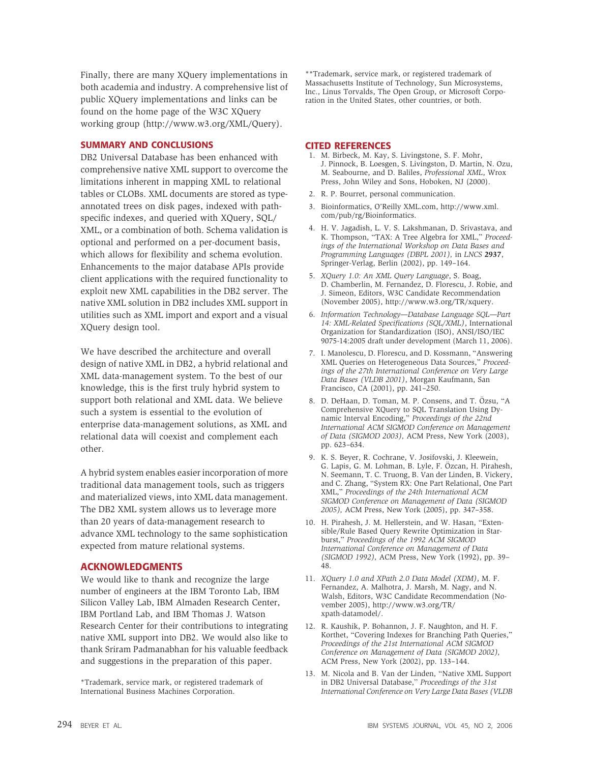Finally, there are many XQuery implementations in both academia and industry. A comprehensive list of public XQuery implementations and links can be found on the home page of the W3C XQuery working group (http://www.w3.org/XML/Query).

## SUMMARY AND CONCLUSIONS

DB2 Universal Database has been enhanced with comprehensive native XML support to overcome the limitations inherent in mapping XML to relational tables or CLOBs. XML documents are stored as type-annotated trees on disk pages, indexed with path-specific indexes, and queried with XQuery, SQL/XML, or a combination of both. Schema validation is optional and performed on a per-document basis, which allows for flexibility and schema evolution. Enhancements to the major database APIs provide client applications with the required functionality to exploit new XML capabilities in the DB2 server. The native XML solution in DB2 includes XML support in utilities such as XML import and export and a visual XQuery design tool.

We have described the architecture and overall design of native XML in DB2, a hybrid relational and XML data-management system. To the best of our knowledge, this is the first truly hybrid system to support both relational and XML data. We believe such a system is essential to the evolution of enterprise data-management solutions, as XML and relational data will coexist and complement each other.

A hybrid system enables easier incorporation of more traditional data management tools, such as triggers and materialized views, into XML data management. The DB2 XML system allows us to leverage more than 20 years of data-management research to advance XML technology to the same sophistication expected from mature relational systems.

## ACKNOWLEDGMENTS

We would like to thank and recognize the large number of engineers at the IBM Toronto Lab, IBM Silicon Valley Lab, IBM Almaden Research Center, IBM Portland Lab, and IBM Thomas J. Watson Research Center for their contributions to integrating native XML support into DB2. We would also like to thank Sriram Padmanabhan for his valuable feedback and suggestions in the preparation of this paper.

*Trademark, service mark, or registered trademark of International Business Machines Corporation.

**Trademark, service mark, or registered trademark of Massachusetts Institute of Technology, Sun Microsystems, Inc., Linus Torvalds, The Open Group, or Microsoft Corporation in the United States, other countries, or both.

## CITED REFERENCES

1. M. Birbeck, M. Kay, S. Livingstone, S. F. Mohr, J. Pinnock, B. Loesgen, S. Livingston, D. Martin, N. Ozu, M. Seabourne, and D. Baliles, *Professional XML*, Wrox Press, John Wiley and Sons, Hoboken, NJ (2000).
2. R. P. Bourret, personal communication.
3. Bioinformatics, O'Reilly XML.com, http://www.xml.com/pub/rg/Bioinformatics.
4. H. V. Jagadish, L. V. S. Lakshmanan, D. Srivastava, and K. Thompson, "TAX: A Tree Algebra for XML," *Proceedings of the International Workshop on Data Bases and Programming Languages (DBPL 2001)*, in *LNCS* **2937**, Springer-Verlag, Berlin (2002), pp. 149–164.
5. *XQuery 1.0: An XML Query Language*, S. Boag, D. Chamberlin, M. Fernandez, D. Florescu, J. Robie, and J. Simeon, Editors, W3C Candidate Recommendation (November 2005), http://www.w3.org/TR/xquery.
6. *Information Technology—Database Language SQL—Part 14: XML-Related Specifications (SQL/XML)*, International Organization for Standardization (ISO), ANSI/ISO/IEC 9075-14:2005 draft under development (March 11, 2006).
7. I. Manolescu, D. Florescu, and D. Kossmann, "Answering XML Queries on Heterogeneous Data Sources," *Proceedings of the 27th International Conference on Very Large Data Bases (VLDB 2001)*, Morgan Kaufmann, San Francisco, CA (2001), pp. 241–250.
8. D. DeHaan, D. Toman, M. P. Consens, and T. Özsu, "A Comprehensive XQuery to SQL Translation Using Dynamic Interval Encoding," *Proceedings of the 22nd International ACM SIGMOD Conference on Management of Data (SIGMOD 2003)*, ACM Press, New York (2003), pp. 623–634.
9. K. S. Beyer, R. Cochrane, V. Josifovski, J. Kleewein, G. Lapis, G. M. Lohman, B. Lyle, F. Özcan, H. Pirahesh, N. Seemann, T. C. Truong, B. Van der Linden, B. Vickery, and C. Zhang, "System RX: One Part Relational, One Part XML," *Proceedings of the 24th International ACM SIGMOD Conference on Management of Data (SIGMOD 2005)*, ACM Press, New York (2005), pp. 347–358.
10. H. Pirahesh, J. M. Hellerstein, and W. Hasan, "Extensible/Rule Based Query Rewrite Optimization in Starburst," *Proceedings of the 1992 ACM SIGMOD International Conference on Management of Data (SIGMOD 1992)*, ACM Press, New York (1992), pp. 39–48.
11. *XQuery 1.0 and XPath 2.0 Data Model (XDM)*, M. F. Fernandez, A. Malhotra, J. Marsh, M. Nagy, and N. Walsh, Editors, W3C Candidate Recommendation (November 2005), http://www.w3.org/TR/xpath-datamodel/.
12. R. Kaushik, P. Bohannon, J. F. Naughton, and H. F. Korthet, "Covering Indexes for Branching Path Queries," *Proceedings of the 21st International ACM SIGMOD Conference on Management of Data (SIGMOD 2002)*, ACM Press, New York (2002), pp. 133–144.
13. M. Nicola and B. Van der Linden, "Native XML Support in DB2 Universal Database," *Proceedings of the 31st International Conference on Very Large Data Bases (VLDB*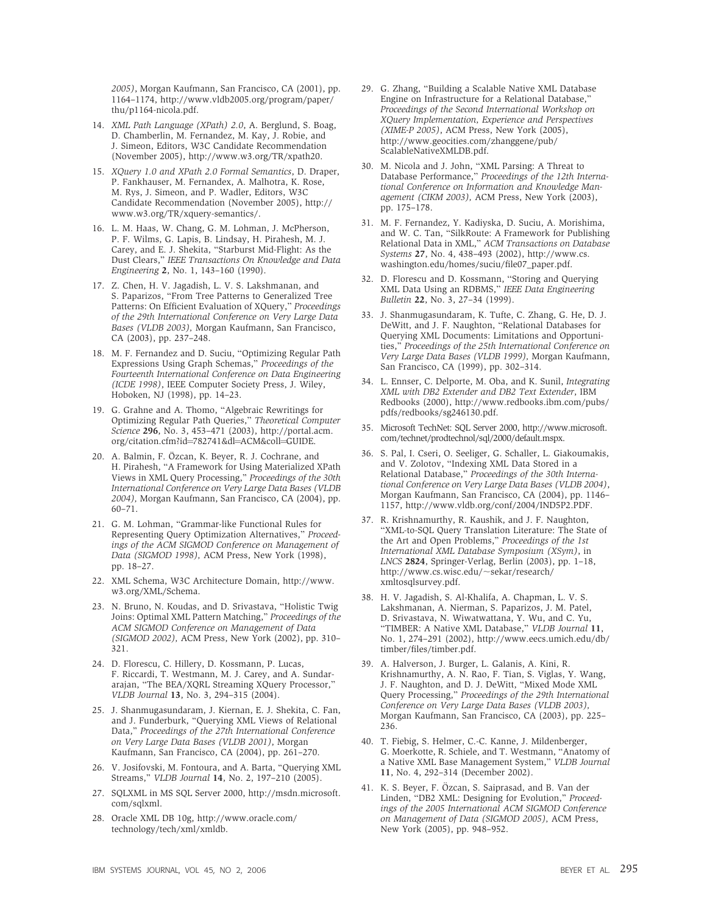*2005)*, Morgan Kaufmann, San Francisco, CA (2001), pp. 1164–1174, http://www.vldb2005.org/program/paper/thu/p1164-nicola.pdf.

14. *XML Path Language (XPath) 2.0*, A. Berglund, S. Boag, D. Chamberlin, M. Fernandez, M. Kay, J. Robie, and J. Simeon, Editors, W3C Candidate Recommendation (November 2005), http://www.w3.org/TR/xpath20.

15. *XQuery 1.0 and XPath 2.0 Formal Semantics*, D. Draper, P. Fankhauser, M. Fernandex, A. Malhotra, K. Rose, M. Rys, J. Simeon, and P. Wadler, Editors, W3C Candidate Recommendation (November 2005), http://www.w3.org/TR/xquery-semantics/.

16. L. M. Haas, W. Chang, G. M. Lohman, J. McPherson, P. F. Wilms, G. Lapis, B. Lindsay, H. Pirahesh, M. J. Carey, and E. J. Shekita, "Starburst Mid-Flight: As the Dust Clears," *IEEE Transactions On Knowledge and Data Engineering* **2**, No. 1, 143–160 (1990).

17. Z. Chen, H. V. Jagadish, L. V. S. Lakshmanan, and S. Paparizos, "From Tree Patterns to Generalized Tree Patterns: On Efficient Evaluation of XQuery," *Proceedings of the 29th International Conference on Very Large Data Bases (VLDB 2003)*, Morgan Kaufmann, San Francisco, CA (2003), pp. 237–248.

18. M. F. Fernandez and D. Suciu, "Optimizing Regular Path Expressions Using Graph Schemas," *Proceedings of the Fourteenth International Conference on Data Engineering (ICDE 1998)*, IEEE Computer Society Press, J. Wiley, Hoboken, NJ (1998), pp. 14–23.

19. G. Grahne and A. Thomo, "Algebraic Rewritings for Optimizing Regular Path Queries," *Theoretical Computer Science* **296**, No. 3, 453–471 (2003), http://portal.acm.org/citation.cfm?id=782741&dl=ACM&coll=GUIDE.

20. A. Balmin, F. Özcan, K. Beyer, R. J. Cochrane, and H. Pirahesh, "A Framework for Using Materialized XPath Views in XML Query Processing," *Proceedings of the 30th International Conference on Very Large Data Bases (VLDB 2004)*, Morgan Kaufmann, San Francisco, CA (2004), pp. 60–71.

21. G. M. Lohman, "Grammar-like Functional Rules for Representing Query Optimization Alternatives," *Proceedings of the ACM SIGMOD Conference on Management of Data (SIGMOD 1998)*, ACM Press, New York (1998), pp. 18–27.

22. XML Schema, W3C Architecture Domain, http://www.w3.org/XML/Schema.

23. N. Bruno, N. Koudas, and D. Srivastava, "Holistic Twig Joins: Optimal XML Pattern Matching," *Proceedings of the ACM SIGMOD Conference on Management of Data (SIGMOD 2002)*, ACM Press, New York (2002), pp. 310–321.

24. D. Florescu, C. Hillery, D. Kossmann, P. Lucas, F. Riccardi, T. Westmann, M. J. Carey, and A. Sundararajan, "The BEA/XQRL Streaming XQuery Processor," *VLDB Journal* **13**, No. 3, 294–315 (2004).

25. J. Shanmugasundaram, J. Kiernan, E. J. Shekita, C. Fan, and J. Funderburk, "Querying XML Views of Relational Data," *Proceedings of the 27th International Conference on Very Large Data Bases (VLDB 2001)*, Morgan Kaufmann, San Francisco, CA (2004), pp. 261–270.

26. V. Josifovski, M. Fontoura, and A. Barta, "Querying XML Streams," *VLDB Journal* **14**, No. 2, 197–210 (2005).

27. SQLXML in MS SQL Server 2000, http://msdn.microsoft.com/sqlxml.

28. Oracle XML DB 10g, http://www.oracle.com/technology/tech/xml/xmldb.

29. G. Zhang, "Building a Scalable Native XML Database Engine on Infrastructure for a Relational Database," *Proceedings of the Second International Workshop on XQuery Implementation, Experience and Perspectives (XIME-P 2005)*, ACM Press, New York (2005), http://www.geocities.com/zhanggene/pub/ScalableNativeXMLDB.pdf.

30. M. Nicola and J. John, "XML Parsing: A Threat to Database Performance," *Proceedings of the 12th International Conference on Information and Knowledge Management (CIKM 2003)*, ACM Press, New York (2003), pp. 175–178.

31. M. F. Fernandez, Y. Kadiyska, D. Suciu, A. Morishima, and W. C. Tan, "SilkRoute: A Framework for Publishing Relational Data in XML," *ACM Transactions on Database Systems* **27**, No. 4, 438–493 (2002), http://www.cs.washington.edu/homes/suciu/file07_paper.pdf.

32. D. Florescu and D. Kossmann, "Storing and Querying XML Data Using an RDBMS," *IEEE Data Engineering Bulletin* **22**, No. 3, 27–34 (1999).

33. J. Shanmugasundaram, K. Tufte, C. Zhang, G. He, D. J. DeWitt, and J. F. Naughton, "Relational Databases for Querying XML Documents: Limitations and Opportunities," *Proceedings of the 25th International Conference on Very Large Data Bases (VLDB 1999)*, Morgan Kaufmann, San Francisco, CA (1999), pp. 302–314.

34. L. Ennser, C. Delporte, M. Oba, and K. Sunil, *Integrating XML with DB2 Extender and DB2 Text Extender*, IBM Redbooks (2000), http://www.redbooks.ibm.com/pubs/pdfs/redbooks/sg246130.pdf.

35. Microsoft TechNet: SQL Server 2000, http://www.microsoft.com/technet/prodtechnol/sql/2000/default.mspx.

36. S. Pal, I. Cseri, O. Seeliger, G. Schaller, L. Giakoumakis, and V. Zolotov, "Indexing XML Data Stored in a Relational Database," *Proceedings of the 30th International Conference on Very Large Data Bases (VLDB 2004)*, Morgan Kaufmann, San Francisco, CA (2004), pp. 1146–1157, http://www.vldb.org/conf/2004/IND5P2.PDF.

37. R. Krishnamurthy, R. Kaushik, and J. F. Naughton, "XML-to-SQL Query Translation Literature: The State of the Art and Open Problems," *Proceedings of the 1st International XML Database Symposium (XSym)*, in *LNCS* **2824**, Springer-Verlag, Berlin (2003), pp. 1–18, http://www.cs.wisc.edu/~sekar/research/xmltosqlsurvey.pdf.

38. H. V. Jagadish, S. Al-Khalifa, A. Chapman, L. V. S. Lakshmanan, A. Nierman, S. Paparizos, J. M. Patel, D. Srivastava, N. Wiwatwattana, Y. Wu, and C. Yu, "TIMBER: A Native XML Database," *VLDB Journal* **11**, No. 1, 274–291 (2002), http://www.eecs.umich.edu/db/timber/files/timber.pdf.

39. A. Halverson, J. Burger, L. Galanis, A. Kini, R. Krishnamurthy, A. N. Rao, F. Tian, S. Viglas, Y. Wang, J. F. Naughton, and D. J. DeWitt, "Mixed Mode XML Query Processing," *Proceedings of the 29th International Conference on Very Large Data Bases (VLDB 2003)*, Morgan Kaufmann, San Francisco, CA (2003), pp. 225–236.

40. T. Fiebig, S. Helmer, C.-C. Kanne, J. Mildenberger, G. Moerkotte, R. Schiele, and T. Westmann, "Anatomy of a Native XML Base Management System," *VLDB Journal* **11**, No. 4, 292–314 (December 2002).

41. K. S. Beyer, F. Özcan, S. Saiprasad, and B. Van der Linden, "DB2 XML: Designing for Evolution," *Proceedings of the 2005 International ACM SIGMOD Conference on Management of Data (SIGMOD 2005)*, ACM Press, New York (2005), pp. 948–952.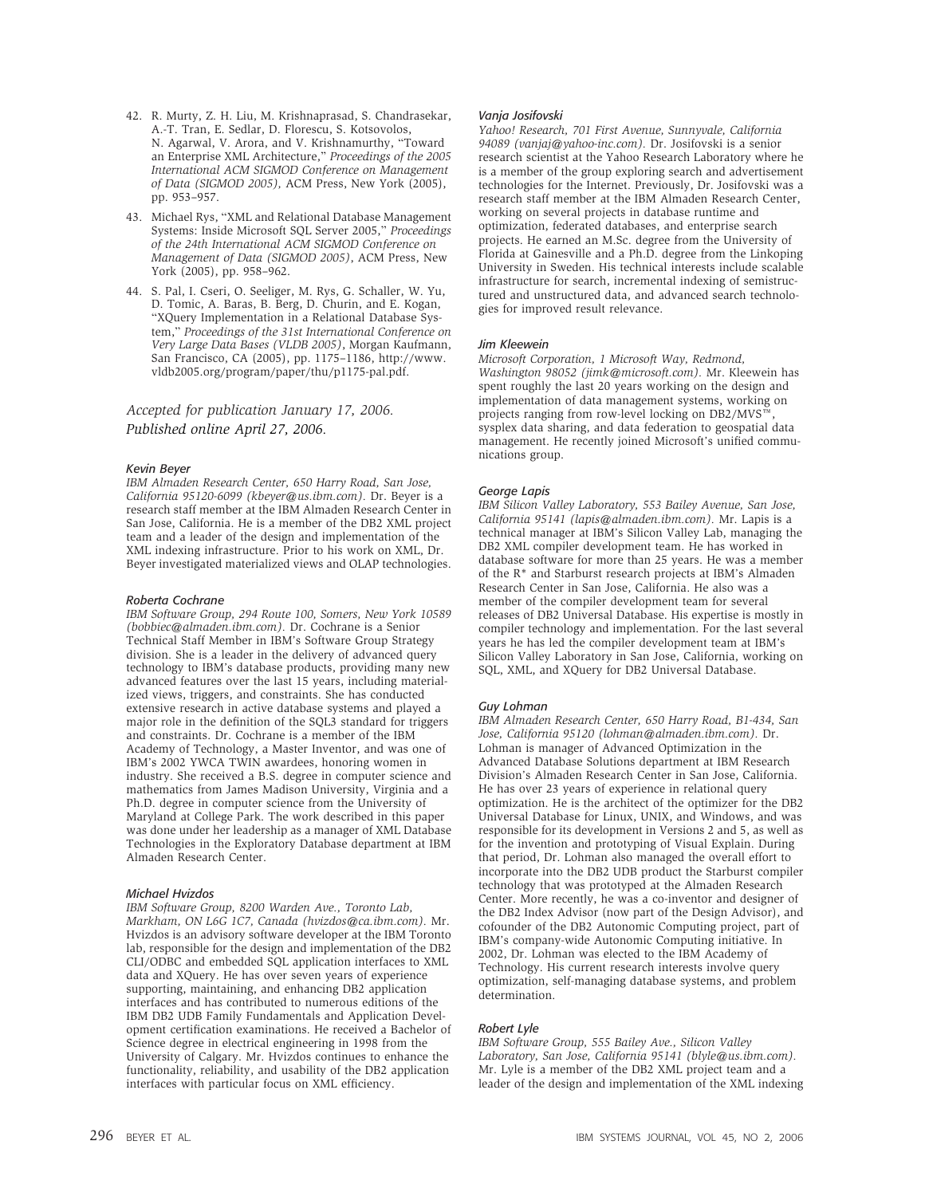42. R. Murty, Z. H. Liu, M. Krishnaprasad, S. Chandrasekar, A.-T. Tran, E. Sedlar, D. Florescu, S. Kotsovolos, N. Agarwal, V. Arora, and V. Krishnamurthy, "Toward an Enterprise XML Architecture," *Proceedings of the 2005 International ACM SIGMOD Conference on Management of Data (SIGMOD 2005)*, ACM Press, New York (2005), pp. 953–957.

43. Michael Rys, "XML and Relational Database Management Systems: Inside Microsoft SQL Server 2005," *Proceedings of the 24th International ACM SIGMOD Conference on Management of Data (SIGMOD 2005)*, ACM Press, New York (2005), pp. 958–962.

44. S. Pal, I. Cseri, O. Seeliger, M. Rys, G. Schaller, W. Yu, D. Tomic, A. Baras, B. Berg, D. Churin, and E. Kogan, "XQuery Implementation in a Relational Database System," *Proceedings of the 31st International Conference on Very Large Data Bases (VLDB 2005)*, Morgan Kaufmann, San Francisco, CA (2005), pp. 1175–1186, http://www.vldb2005.org/program/paper/thu/p1175-pal.pdf.

*Accepted for publication January 17, 2006.*
*Published online April 27, 2006.*

*Kevin Beyer*
*IBM Almaden Research Center, 650 Harry Road, San Jose, California 95120-6099 (kbeyer@us.ibm.com).* Dr. Beyer is a research staff member at the IBM Almaden Research Center in San Jose, California. He is a member of the DB2 XML project team and a leader of the design and implementation of the XML indexing infrastructure. Prior to his work on XML, Dr. Beyer investigated materialized views and OLAP technologies.

*Roberta Cochrane*
*IBM Software Group, 294 Route 100, Somers, New York 10589 (bobbiec@almaden.ibm.com).* Dr. Cochrane is a Senior Technical Staff Member in IBM's Software Group Strategy division. She is a leader in the delivery of advanced query technology to IBM's database products, providing many new advanced features over the last 15 years, including materialized views, triggers, and constraints. She has conducted extensive research in active database systems and played a major role in the definition of the SQL3 standard for triggers and constraints. Dr. Cochrane is a member of the IBM Academy of Technology, a Master Inventor, and was one of IBM's 2002 YWCA TWIN awardees, honoring women in industry. She received a B.S. degree in computer science and mathematics from James Madison University, Virginia and a Ph.D. degree in computer science from the University of Maryland at College Park. The work described in this paper was done under her leadership as a manager of XML Database Technologies in the Exploratory Database department at IBM Almaden Research Center.

*Michael Hvizdos*
*IBM Software Group, 8200 Warden Ave., Toronto Lab, Markham, ON L6G 1C7, Canada (hvizdos@ca.ibm.com).* Mr. Hvizdos is an advisory software developer at the IBM Toronto lab, responsible for the design and implementation of the DB2 CLI/ODBC and embedded SQL application interfaces to XML data and XQuery. He has over seven years of experience supporting, maintaining, and enhancing DB2 application interfaces and has contributed to numerous editions of the IBM DB2 UDB Family Fundamentals and Application Development certification examinations. He received a Bachelor of Science degree in electrical engineering in 1998 from the University of Calgary. Mr. Hvizdos continues to enhance the functionality, reliability, and usability of the DB2 application interfaces with particular focus on XML efficiency.

*Vanja Josifovski*
*Yahoo! Research, 701 First Avenue, Sunnyvale, California 94089 (vanjaj@yahoo-inc.com).* Dr. Josifovski is a senior research scientist at the Yahoo Research Laboratory where he is a member of the group exploring search and advertisement technologies for the Internet. Previously, Dr. Josifovski was a research staff member at the IBM Almaden Research Center, working on several projects in database runtime and optimization, federated databases, and enterprise search projects. He earned an M.Sc. degree from the University of Florida at Gainesville and a Ph.D. degree from the Linkoping University in Sweden. His technical interests include scalable infrastructure for search, incremental indexing of semistructured and unstructured data, and advanced search technologies for improved result relevance.

*Jim Kleewein*
*Microsoft Corporation, 1 Microsoft Way, Redmond, Washington 98052 (jimk@microsoft.com).* Mr. Kleewein has spent roughly the last 20 years working on the design and implementation of data management systems, working on projects ranging from row-level locking on DB2/MVS™, sysplex data sharing, and data federation to geospatial data management. He recently joined Microsoft's unified communications group.

*George Lapis*
*IBM Silicon Valley Laboratory, 553 Bailey Avenue, San Jose, California 95141 (lapis@almaden.ibm.com).* Mr. Lapis is a technical manager at IBM's Silicon Valley Lab, managing the DB2 XML compiler development team. He has worked in database software for more than 25 years. He was a member of the R* and Starburst research projects at IBM's Almaden Research Center in San Jose, California. He also was a member of the compiler development team for several releases of DB2 Universal Database. His expertise is mostly in compiler technology and implementation. For the last several years he has led the compiler development team at IBM's Silicon Valley Laboratory in San Jose, California, working on SQL, XML, and XQuery for DB2 Universal Database.

*Guy Lohman*
*IBM Almaden Research Center, 650 Harry Road, B1-434, San Jose, California 95120 (lohman@almaden.ibm.com).* Dr. Lohman is manager of Advanced Optimization in the Advanced Database Solutions department at IBM Research Division's Almaden Research Center in San Jose, California. He has over 23 years of experience in relational query optimization. He is the architect of the optimizer for the DB2 Universal Database for Linux, UNIX, and Windows, and was responsible for its development in Versions 2 and 5, as well as for the invention and prototyping of Visual Explain. During that period, Dr. Lohman also managed the overall effort to incorporate into the DB2 UDB product the Starburst compiler technology that was prototyped at the Almaden Research Center. More recently, he was a co-inventor and designer of the DB2 Index Advisor (now part of the Design Advisor), and cofounder of the DB2 Autonomic Computing project, part of IBM's company-wide Autonomic Computing initiative. In 2002, Dr. Lohman was elected to the IBM Academy of Technology. His current research interests involve query optimization, self-managing database systems, and problem determination.

*Robert Lyle*
*IBM Software Group, 555 Bailey Ave., Silicon Valley Laboratory, San Jose, California 95141 (blyle@us.ibm.com).* Mr. Lyle is a member of the DB2 XML project team and a leader of the design and implementation of the XML indexing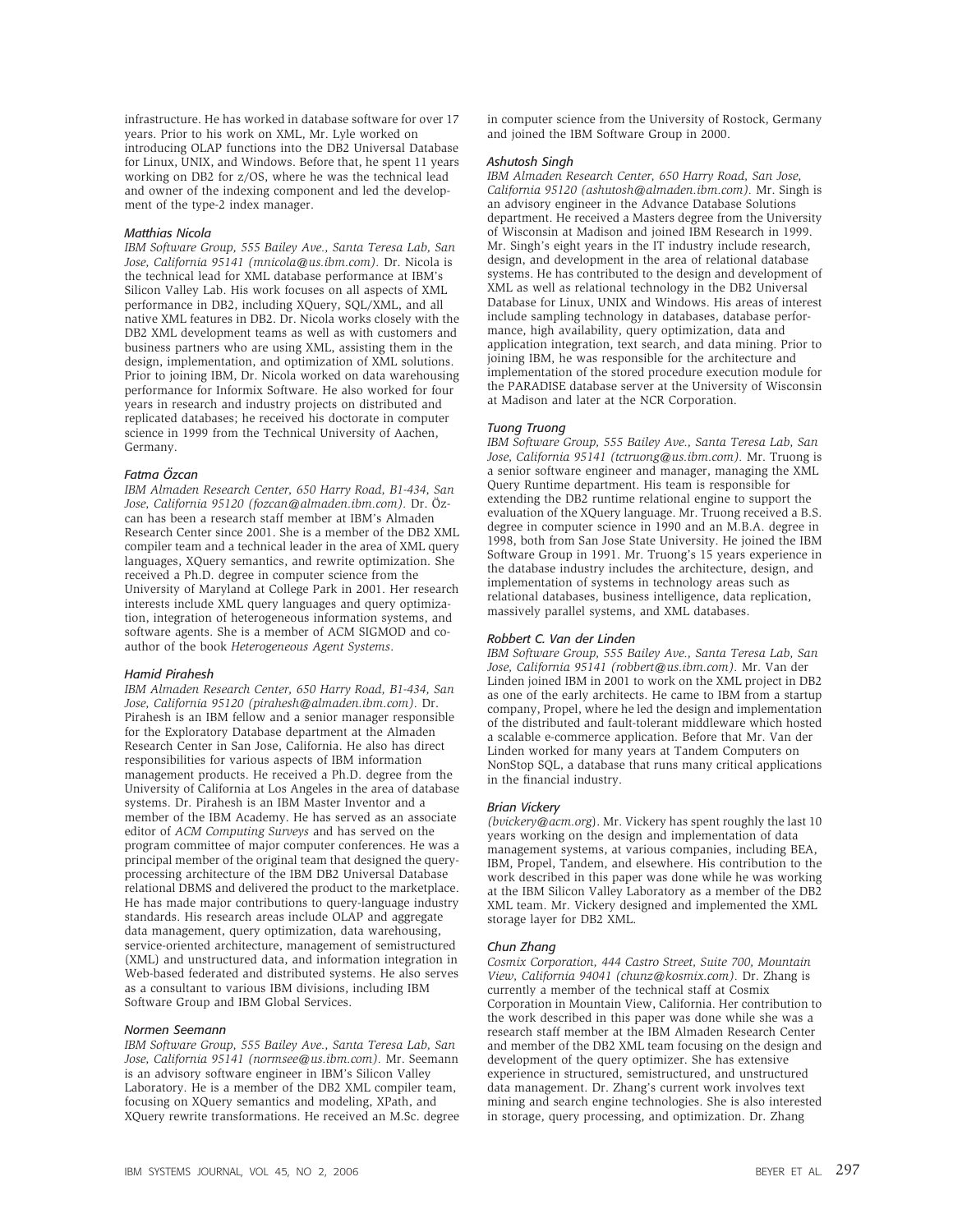infrastructure. He has worked in database software for over 17 years. Prior to his work on XML, Mr. Lyle worked on introducing OLAP functions into the DB2 Universal Database for Linux, UNIX, and Windows. Before that, he spent 11 years working on DB2 for z/OS, where he was the technical lead and owner of the indexing component and led the development of the type-2 index manager.

### *Matthias Nicola*

*IBM Software Group, 555 Bailey Ave., Santa Teresa Lab, San Jose, California 95141 (mnicola@us.ibm.com).* Dr. Nicola is the technical lead for XML database performance at IBM's Silicon Valley Lab. His work focuses on all aspects of XML performance in DB2, including XQuery, SQL/XML, and all native XML features in DB2. Dr. Nicola works closely with the DB2 XML development teams as well as with customers and business partners who are using XML, assisting them in the design, implementation, and optimization of XML solutions. Prior to joining IBM, Dr. Nicola worked on data warehousing performance for Informix Software. He also worked for four years in research and industry projects on distributed and replicated databases; he received his doctorate in computer science in 1999 from the Technical University of Aachen, Germany.

### *Fatma Özcan*

*IBM Almaden Research Center, 650 Harry Road, B1-434, San Jose, California 95120 (fozcan@almaden.ibm.com).* Dr. Özcan has been a research staff member at IBM's Almaden Research Center since 2001. She is a member of the DB2 XML compiler team and a technical leader in the area of XML query languages, XQuery semantics, and rewrite optimization. She received a Ph.D. degree in computer science from the University of Maryland at College Park in 2001. Her research interests include XML query languages and query optimization, integration of heterogeneous information systems, and software agents. She is a member of ACM SIGMOD and coauthor of the book *Heterogeneous Agent Systems*.

### *Hamid Pirahesh*

*IBM Almaden Research Center, 650 Harry Road, B1-434, San Jose, California 95120 (pirahesh@almaden.ibm.com).* Dr. Pirahesh is an IBM fellow and a senior manager responsible for the Exploratory Database department at the Almaden Research Center in San Jose, California. He also has direct responsibilities for various aspects of IBM information management products. He received a Ph.D. degree from the University of California at Los Angeles in the area of database systems. Dr. Pirahesh is an IBM Master Inventor and a member of the IBM Academy. He has served as an associate editor of *ACM Computing Surveys* and has served on the program committee of major computer conferences. He was a principal member of the original team that designed the query-processing architecture of the IBM DB2 Universal Database relational DBMS and delivered the product to the marketplace. He has made major contributions to query-language industry standards. His research areas include OLAP and aggregate data management, query optimization, data warehousing, service-oriented architecture, management of semistructured (XML) and unstructured data, and information integration in Web-based federated and distributed systems. He also serves as a consultant to various IBM divisions, including IBM Software Group and IBM Global Services.

### *Normen Seemann*

*IBM Software Group, 555 Bailey Ave., Santa Teresa Lab, San Jose, California 95141 (normsee@us.ibm.com).* Mr. Seemann is an advisory software engineer in IBM's Silicon Valley Laboratory. He is a member of the DB2 XML compiler team, focusing on XQuery semantics and modeling, XPath, and XQuery rewrite transformations. He received an M.Sc. degree in computer science from the University of Rostock, Germany and joined the IBM Software Group in 2000.

### *Ashutosh Singh*

*IBM Almaden Research Center, 650 Harry Road, San Jose, California 95120 (ashutosh@almaden.ibm.com).* Mr. Singh is an advisory engineer in the Advance Database Solutions department. He received a Masters degree from the University of Wisconsin at Madison and joined IBM Research in 1999. Mr. Singh's eight years in the IT industry include research, design, and development in the area of relational database systems. He has contributed to the design and development of XML as well as relational technology in the DB2 Universal Database for Linux, UNIX and Windows. His areas of interest include sampling technology in databases, database performance, high availability, query optimization, data and application integration, text search, and data mining. Prior to joining IBM, he was responsible for the architecture and implementation of the stored procedure execution module for the PARADISE database server at the University of Wisconsin at Madison and later at the NCR Corporation.

### *Tuong Truong*

*IBM Software Group, 555 Bailey Ave., Santa Teresa Lab, San Jose, California 95141 (tctruong@us.ibm.com).* Mr. Truong is a senior software engineer and manager, managing the XML Query Runtime department. His team is responsible for extending the DB2 runtime relational engine to support the evaluation of the XQuery language. Mr. Truong received a B.S. degree in computer science in 1990 and an M.B.A. degree in 1998, both from San Jose State University. He joined the IBM Software Group in 1991. Mr. Truong's 15 years experience in the database industry includes the architecture, design, and implementation of systems in technology areas such as relational databases, business intelligence, data replication, massively parallel systems, and XML databases.

### *Robbert C. Van der Linden*

*IBM Software Group, 555 Bailey Ave., Santa Teresa Lab, San Jose, California 95141 (robbert@us.ibm.com).* Mr. Van der Linden joined IBM in 2001 to work on the XML project in DB2 as one of the early architects. He came to IBM from a startup company, Propel, where he led the design and implementation of the distributed and fault-tolerant middleware which hosted a scalable e-commerce application. Before that Mr. Van der Linden worked for many years at Tandem Computers on NonStop SQL, a database that runs many critical applications in the financial industry.

### *Brian Vickery*

*(bvickery@acm.org).* Mr. Vickery has spent roughly the last 10 years working on the design and implementation of data management systems, at various companies, including BEA, IBM, Propel, Tandem, and elsewhere. His contribution to the work described in this paper was done while he was working at the IBM Silicon Valley Laboratory as a member of the DB2 XML team. Mr. Vickery designed and implemented the XML storage layer for DB2 XML.

### *Chun Zhang*

*Cosmix Corporation, 444 Castro Street, Suite 700, Mountain View, California 94041 (chunz@kosmix.com).* Dr. Zhang is currently a member of the technical staff at Cosmix Corporation in Mountain View, California. Her contribution to the work described in this paper was done while she was a research staff member at the IBM Almaden Research Center and member of the DB2 XML team focusing on the design and development of the query optimizer. She has extensive experience in structured, semistructured, and unstructured data management. Dr. Zhang's current work involves text mining and search engine technologies. She is also interested in storage, query processing, and optimization. Dr. Zhang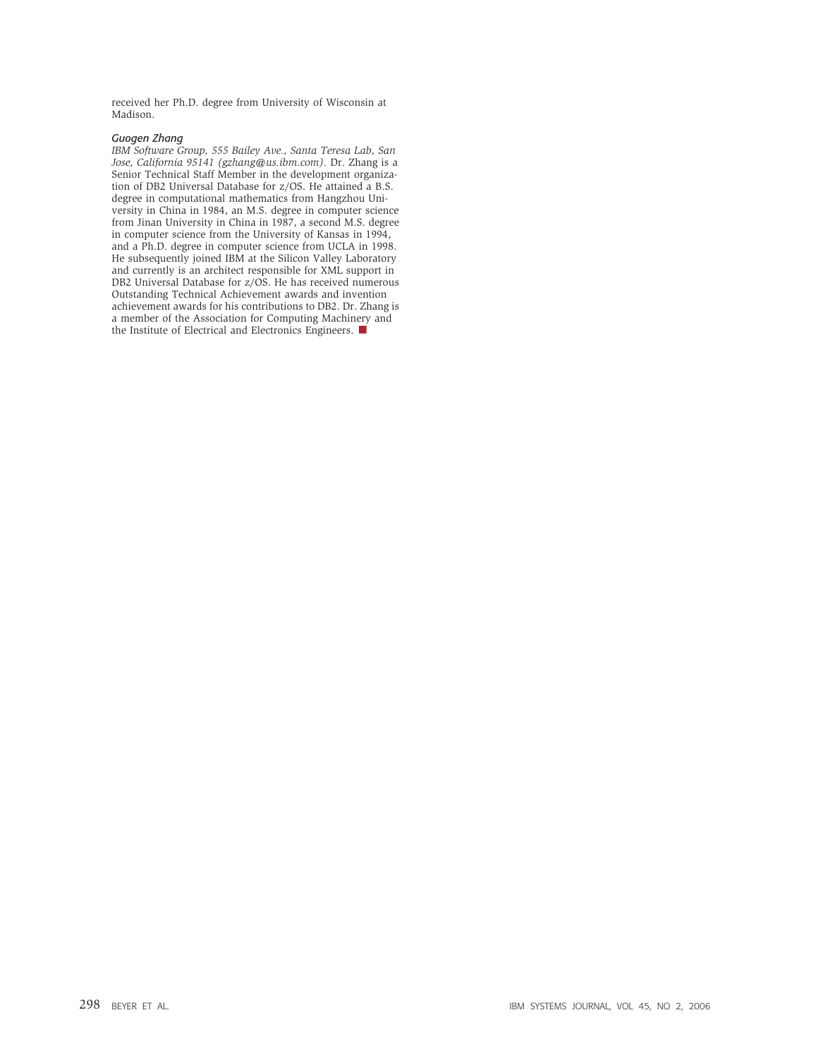received her Ph.D. degree from University of Wisconsin at Madison.

*Guogen Zhang*
*IBM Software Group, 555 Bailey Ave., Santa Teresa Lab, San Jose, California 95141 (gzhang@us.ibm.com).* Dr. Zhang is a Senior Technical Staff Member in the development organization of DB2 Universal Database for z/OS. He attained a B.S. degree in computational mathematics from Hangzhou University in China in 1984, an M.S. degree in computer science from Jinan University in China in 1987, a second M.S. degree in computer science from the University of Kansas in 1994, and a Ph.D. degree in computer science from UCLA in 1998. He subsequently joined IBM at the Silicon Valley Laboratory and currently is an architect responsible for XML support in DB2 Universal Database for z/OS. He has received numerous Outstanding Technical Achievement awards and invention achievement awards for his contributions to DB2. Dr. Zhang is a member of the Association for Computing Machinery and the Institute of Electrical and Electronics Engineers. ■